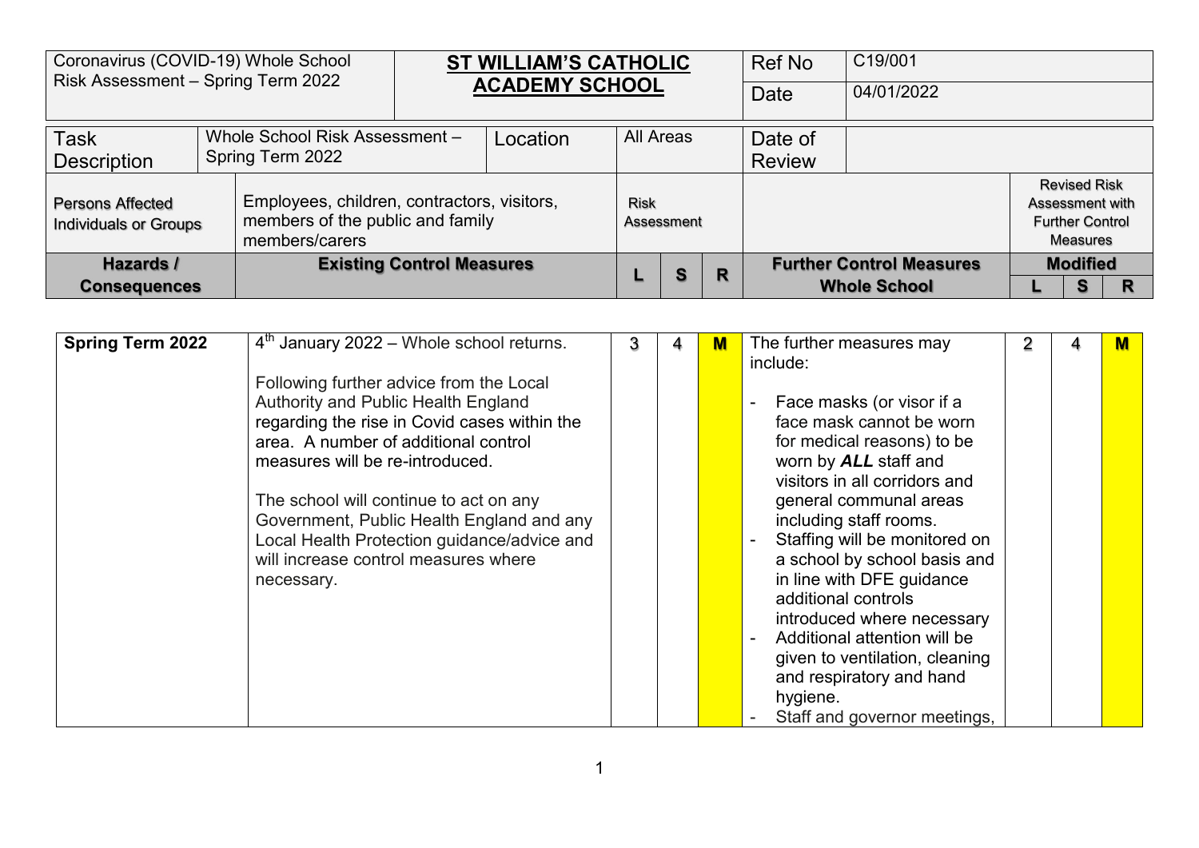| Coronavirus (COVID-19) Whole School Risk Assessment – Spring Term 2022 | **ST WILLIAM'S CATHOLIC ACADEMY SCHOOL** | Ref No | C19/001 |
|---|---|---|---|
| | | Date | 04/01/2022 |

| Task Description | Whole School Risk Assessment – Spring Term 2022 | Location | All Areas | Date of Review | |
|---|---|---|---|---|---|

| Persons Affected Individuals or Groups | Employees, children, contractors, visitors, members of the public and family members/carers | Risk Assessment | | | | Revised Risk Assessment with Further Control Measures | | |
|---|---|---|---|---|---|---|---|---|
| **Hazards / Consequences** | **Existing Control Measures** | **L** | **S** | **R** | **Further Control Measures Whole School** | **Modified L** | **Modified S** | **Modified R** |
| **Spring Term 2022** | 4th January 2022 – Whole school returns.<br><br>Following further advice from the Local Authority and Public Health England regarding the rise in Covid cases within the area. A number of additional control measures will be re-introduced.<br><br>The school will continue to act on any Government, Public Health England and any Local Health Protection guidance/advice and will increase control measures where necessary. | 3 | 4 | M | The further measures may include:<br><br>- Face masks (or visor if a face mask cannot be worn for medical reasons) to be worn by ***ALL*** staff and visitors in all corridors and general communal areas including staff rooms.<br>- Staffing will be monitored on a school by school basis and in line with DFE guidance additional controls introduced where necessary<br>- Additional attention will be given to ventilation, cleaning and respiratory and hand hygiene.<br>- Staff and governor meetings, | 2 | 4 | M |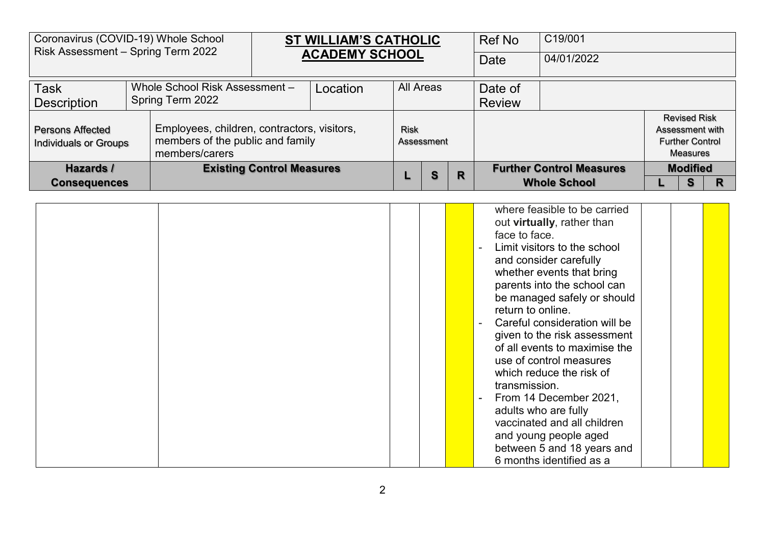| Coronavirus (COVID-19) Whole School Risk Assessment – Spring Term 2022 | | **ST WILLIAM'S CATHOLIC ACADEMY SCHOOL** | | | | | Ref No | C19/001 | | | |
|---|---|---|---|---|---|---|---|---|---|---|---|
| | | | | | | | Date | 04/01/2022 | | | |
| Task Description | Whole School Risk Assessment – Spring Term 2022 | Location | All Areas | | | | Date of Review | | | | |
| Persons Affected Individuals or Groups | Employees, children, contractors, visitors, members of the public and family members/carers | | Risk Assessment | | | | | | Revised Risk Assessment with Further Control Measures | | |
| **Hazards / Consequences** | **Existing Control Measures** | | **L** | **S** | **R** | | **Further Control Measures Whole School** | | **Modified** | | |
| | | | | | | | | | **L** | **S** | **R** |
| | | | | | | | where feasible to be carried out **virtually**, rather than face to face. <br> - Limit visitors to the school and consider carefully whether events that bring parents into the school can be managed safely or should return to online. <br> - Careful consideration will be given to the risk assessment of all events to maximise the use of control measures which reduce the risk of transmission. <br> - From 14 December 2021, adults who are fully vaccinated and all children and young people aged between 5 and 18 years and 6 months identified as a | | | | |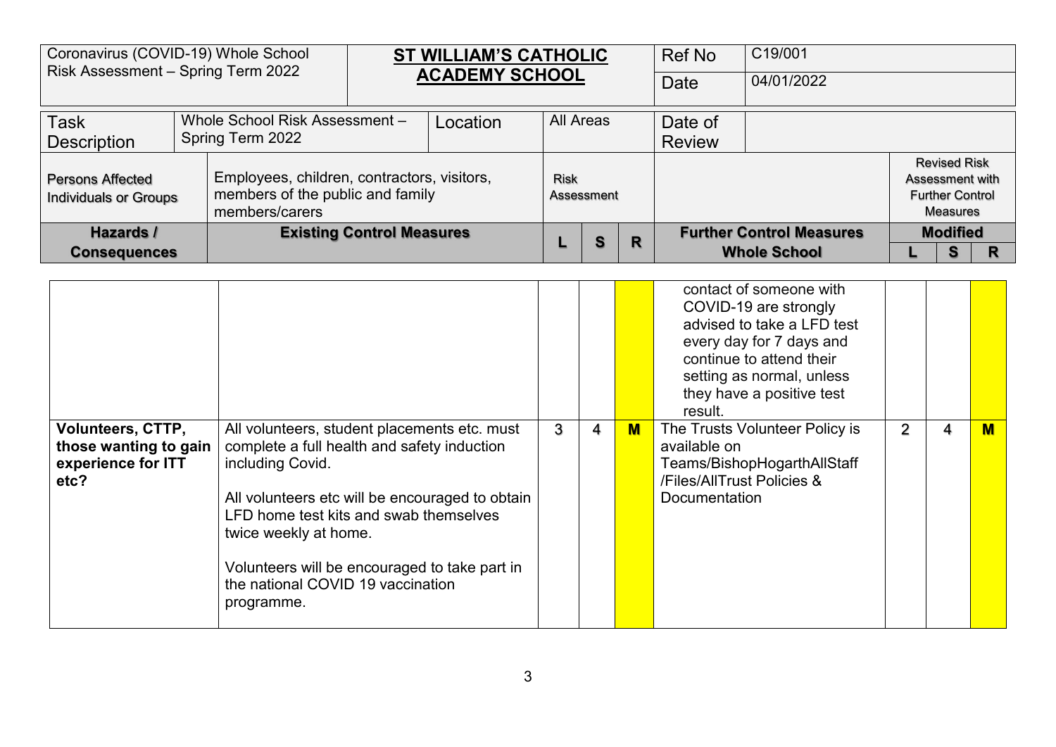| Coronavirus (COVID-19) Whole School Risk Assessment – Spring Term 2022 | **ST WILLIAM'S CATHOLIC ACADEMY SCHOOL** | Ref No | C19/001 |
|---|---|---|---|
| | | Date | 04/01/2022 |

| Task Description | Whole School Risk Assessment – Spring Term 2022 | Location | All Areas | Date of Review | |
|---|---|---|---|---|---|

| Persons Affected Individuals or Groups | Employees, children, contractors, visitors, members of the public and family members/carers | Risk Assessment | | | | Revised Risk Assessment with Further Control Measures | | |
|---|---|---|---|---|---|---|---|---|
| **Hazards / Consequences** | **Existing Control Measures** | **L** | **S** | **R** | **Further Control Measures Whole School** | **Modified L** | **S** | **R** |
| | | | | | contact of someone with COVID-19 are strongly advised to take a LFD test every day for 7 days and continue to attend their setting as normal, unless they have a positive test result. | | | |
| **Volunteers, CTTP, those wanting to gain experience for ITT etc?** | All volunteers, student placements etc. must complete a full health and safety induction including Covid.<br><br>All volunteers etc will be encouraged to obtain LFD home test kits and swab themselves twice weekly at home.<br><br>Volunteers will be encouraged to take part in the national COVID 19 vaccination programme. | 3 | 4 | **M** | The Trusts Volunteer Policy is available on Teams/BishopHogarthAllStaff /Files/AllTrust Policies & Documentation | 2 | 4 | **M** |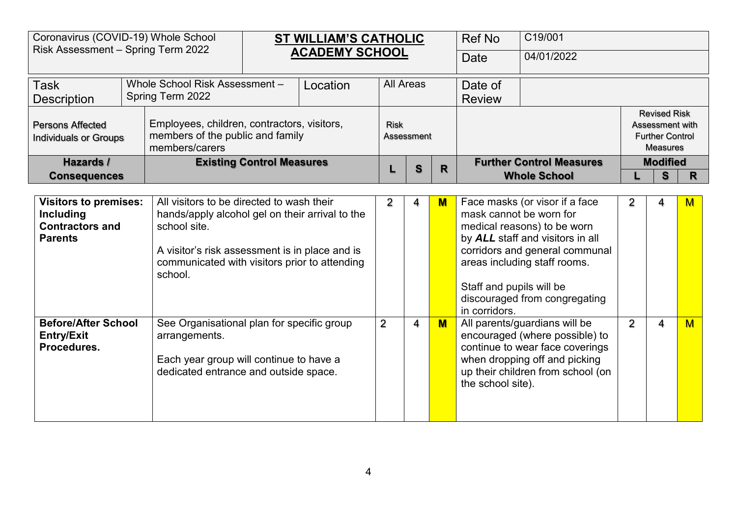| Coronavirus (COVID-19) Whole School Risk Assessment – Spring Term 2022 | **ST WILLIAM'S CATHOLIC ACADEMY SCHOOL** | Ref No | C19/001 |
|---|---|---|---|
| | | Date | 04/01/2022 |

| Task Description | Whole School Risk Assessment – Spring Term 2022 | Location | All Areas | Date of Review | |
|---|---|---|---|---|---|

| Persons Affected Individuals or Groups | Employees, children, contractors, visitors, members of the public and family members/carers | Risk Assessment | | | | Revised Risk Assessment with Further Control Measures | | |
|---|---|---|---|---|---|---|---|---|
| **Hazards / Consequences** | **Existing Control Measures** | **L** | **S** | **R** | **Further Control Measures Whole School** | **Modified L** | **S** | **R** |
| **Visitors to premises: Including Contractors and Parents** | All visitors to be directed to wash their hands/apply alcohol gel on their arrival to the school site.<br><br>A visitor's risk assessment is in place and is communicated with visitors prior to attending school. | 2 | 4 | **M** | Face masks (or visor if a face mask cannot be worn for medical reasons) to be worn by ***ALL*** staff and visitors in all corridors and general communal areas including staff rooms.<br><br>Staff and pupils will be discouraged from congregating in corridors. | 2 | 4 | M |
| **Before/After School Entry/Exit Procedures.** | See Organisational plan for specific group arrangements.<br><br>Each year group will continue to have a dedicated entrance and outside space. | 2 | 4 | **M** | All parents/guardians will be encouraged (where possible) to continue to wear face coverings when dropping off and picking up their children from school (on the school site). | 2 | 4 | M |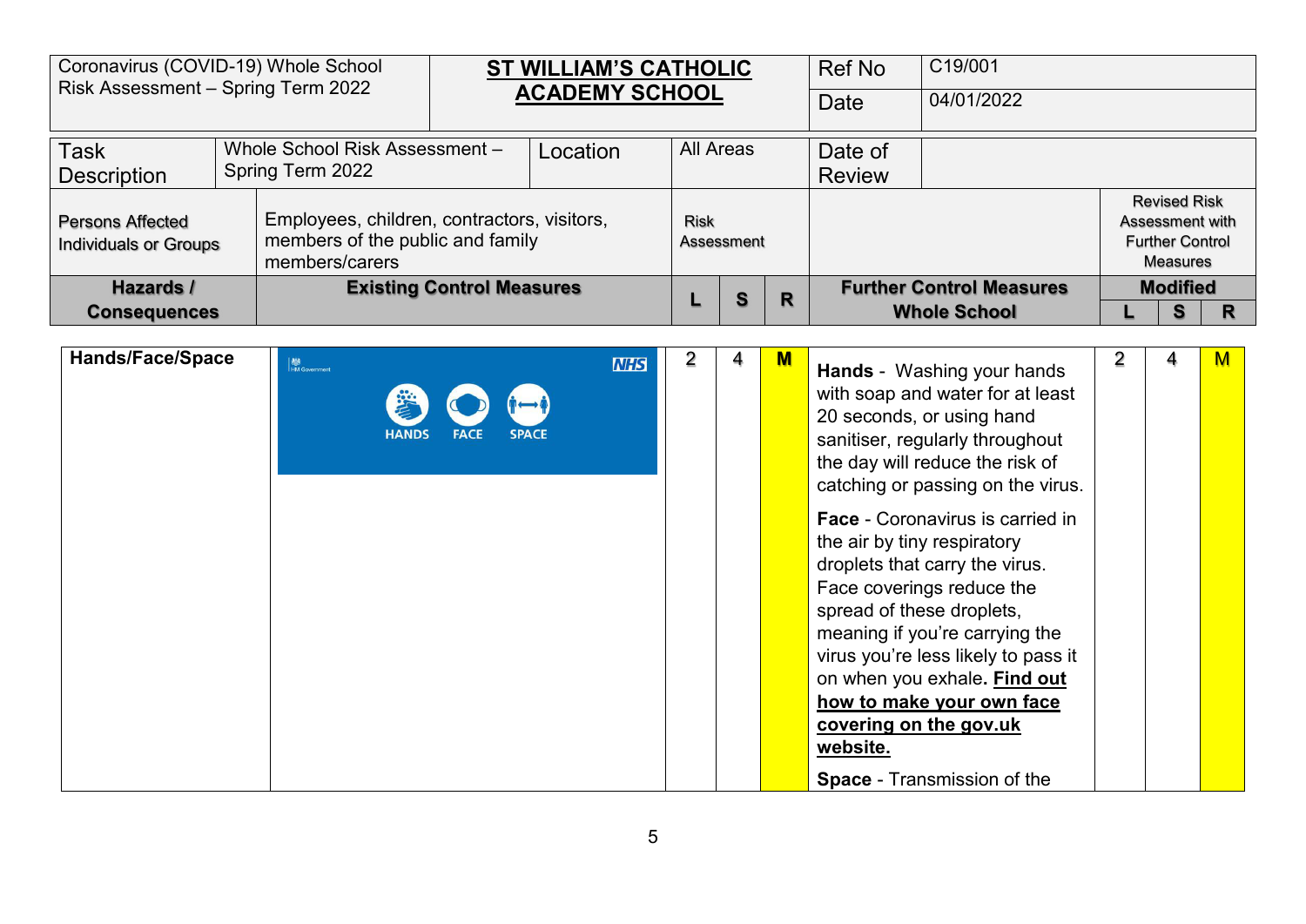| Coronavirus (COVID-19) Whole School Risk Assessment – Spring Term 2022 | **ST WILLIAM'S CATHOLIC ACADEMY SCHOOL** | Ref No | C19/001 |
|---|---|---|---|
| | | Date | 04/01/2022 |

| Task Description | Whole School Risk Assessment – Spring Term 2022 | Location | All Areas | Date of Review | | | | | |
|---|---|---|---|---|---|---|---|---|---|
| Persons Affected Individuals or Groups | Employees, children, contractors, visitors, members of the public and family members/carers | Risk Assessment | | | | Revised Risk Assessment with Further Control Measures | | | |
| **Hazards / Consequences** | **Existing Control Measures** | **L** | **S** | **R** | **Further Control Measures Whole School** | **Modified L** | **S** | **R** |
| **Hands/Face/Space** | HM Government NHS HANDS FACE SPACE | 2 | 4 | M | **Hands** - Washing your hands with soap and water for at least 20 seconds, or using hand sanitiser, regularly throughout the day will reduce the risk of catching or passing on the virus.<br><br>**Face** - Coronavirus is carried in the air by tiny respiratory droplets that carry the virus. Face coverings reduce the spread of these droplets, meaning if you're carrying the virus you're less likely to pass it on when you exhale**. Find out how to make your own face covering on the gov.uk website.**<br><br>**Space** - Transmission of the | 2 | 4 | M |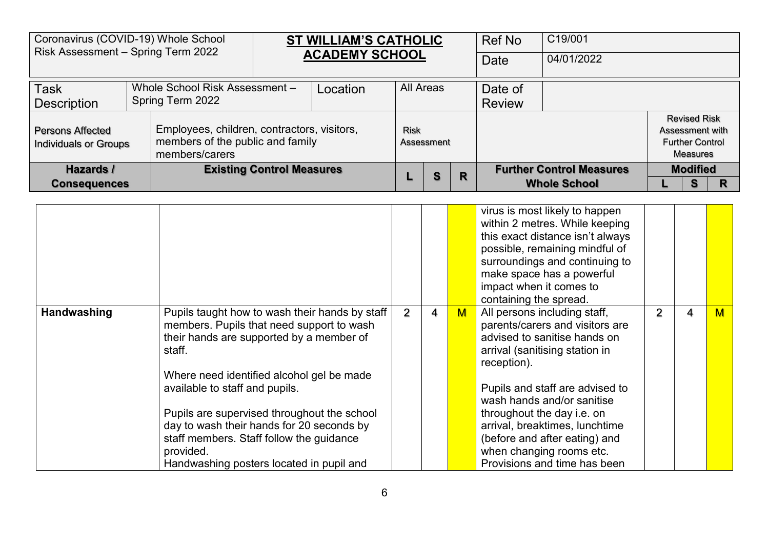| Coronavirus (COVID-19) Whole School Risk Assessment – Spring Term 2022 | **ST WILLIAM'S CATHOLIC ACADEMY SCHOOL** | Ref No | C19/001 |
|---|---|---|---|
| | | Date | 04/01/2022 |

| Task Description | Whole School Risk Assessment – Spring Term 2022 | Location | All Areas | Date of Review | |
|---|---|---|---|---|---|

| Persons Affected Individuals or Groups | Employees, children, contractors, visitors, members of the public and family members/carers | Risk Assessment | | | | | Revised Risk Assessment with Further Control Measures | | |
|---|---|---|---|---|---|---|---|---|---|
| **Hazards / Consequences** | **Existing Control Measures** | **L** | **S** | **R** | **Further Control Measures Whole School** | | **Modified** | | |
| | | | | | | | **L** | **S** | **R** |

| | | | | | | | | |
|---|---|---|---|---|---|---|---|---|
| | | | | | virus is most likely to happen within 2 metres. While keeping this exact distance isn't always possible, remaining mindful of surroundings and continuing to make space has a powerful impact when it comes to containing the spread. | | | |
| **Handwashing** | Pupils taught how to wash their hands by staff members. Pupils that need support to wash their hands are supported by a member of staff.<br><br>Where need identified alcohol gel be made available to staff and pupils.<br><br>Pupils are supervised throughout the school day to wash their hands for 20 seconds by staff members. Staff follow the guidance provided.<br>Handwashing posters located in pupil and | 2 | 4 | M | All persons including staff, parents/carers and visitors are advised to sanitise hands on arrival (sanitising station in reception).<br><br>Pupils and staff are advised to wash hands and/or sanitise throughout the day i.e. on arrival, breaktimes, lunchtime (before and after eating) and when changing rooms etc.<br>Provisions and time has been | 2 | 4 | M |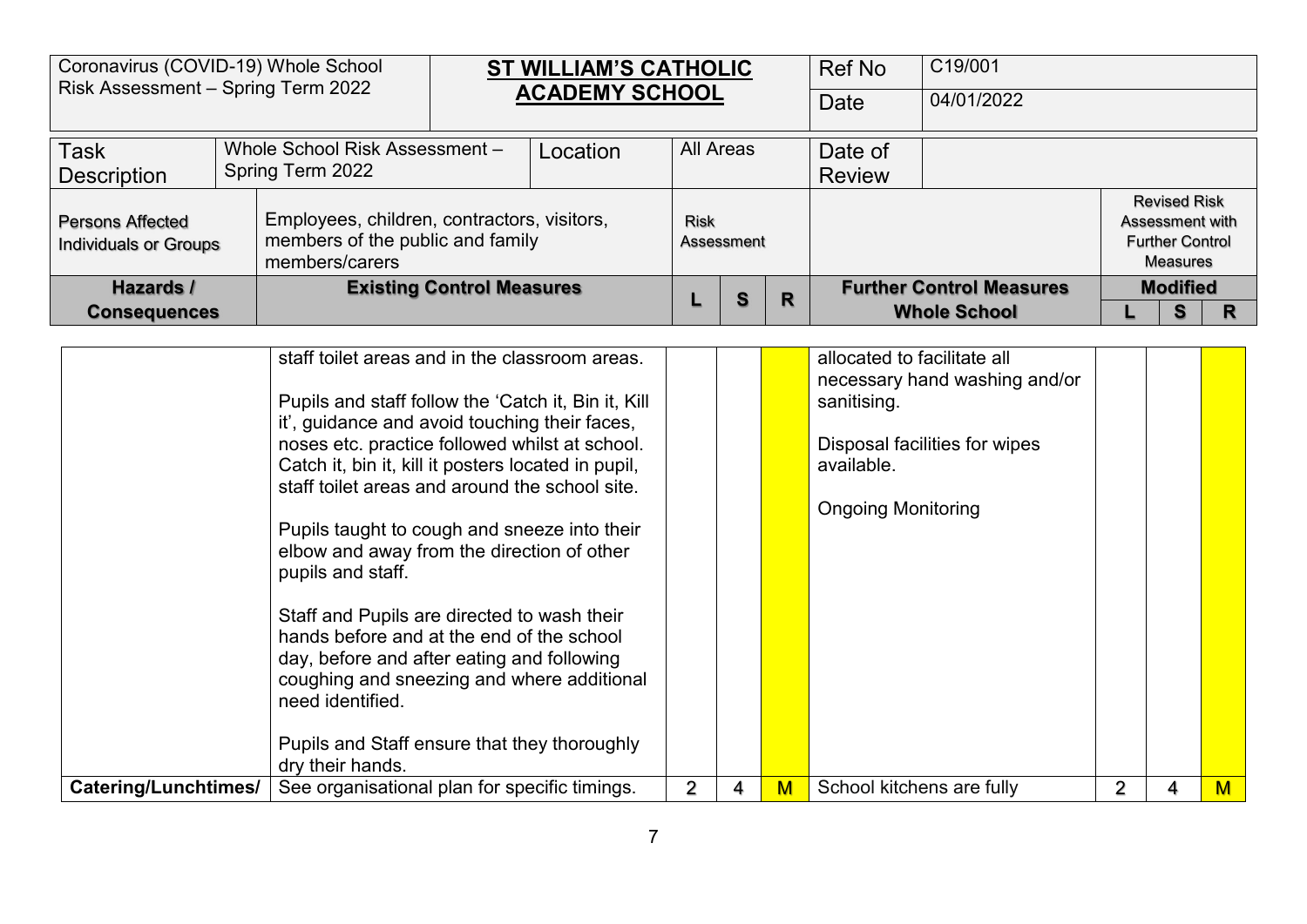| Coronavirus (COVID-19) Whole School Risk Assessment – Spring Term 2022 | **ST WILLIAM'S CATHOLIC ACADEMY SCHOOL** | Ref No | C19/001 |
|---|---|---|---|
| | | Date | 04/01/2022 |

| Task Description | Whole School Risk Assessment – Spring Term 2022 | Location | All Areas | Date of Review | |
|---|---|---|---|---|---|
| Persons Affected Individuals or Groups | Employees, children, contractors, visitors, members of the public and family members/carers | Risk Assessment | | | Revised Risk Assessment with Further Control Measures |

| **Hazards / Consequences** | **Existing Control Measures** | **L** | **S** | **R** | **Further Control Measures Whole School** | **Modified L** | **Modified S** | **Modified R** |
|---|---|---|---|---|---|---|---|---|
| | staff toilet areas and in the classroom areas.<br><br>Pupils and staff follow the 'Catch it, Bin it, Kill it', guidance and avoid touching their faces, noses etc. practice followed whilst at school. Catch it, bin it, kill it posters located in pupil, staff toilet areas and around the school site.<br><br>Pupils taught to cough and sneeze into their elbow and away from the direction of other pupils and staff.<br><br>Staff and Pupils are directed to wash their hands before and at the end of the school day, before and after eating and following coughing and sneezing and where additional need identified.<br><br>Pupils and Staff ensure that they thoroughly dry their hands. | | | | allocated to facilitate all necessary hand washing and/or sanitising.<br><br>Disposal facilities for wipes available.<br><br>Ongoing Monitoring | | | |
| **Catering/Lunchtimes/** | See organisational plan for specific timings. | 2 | 4 | M | School kitchens are fully | 2 | 4 | M |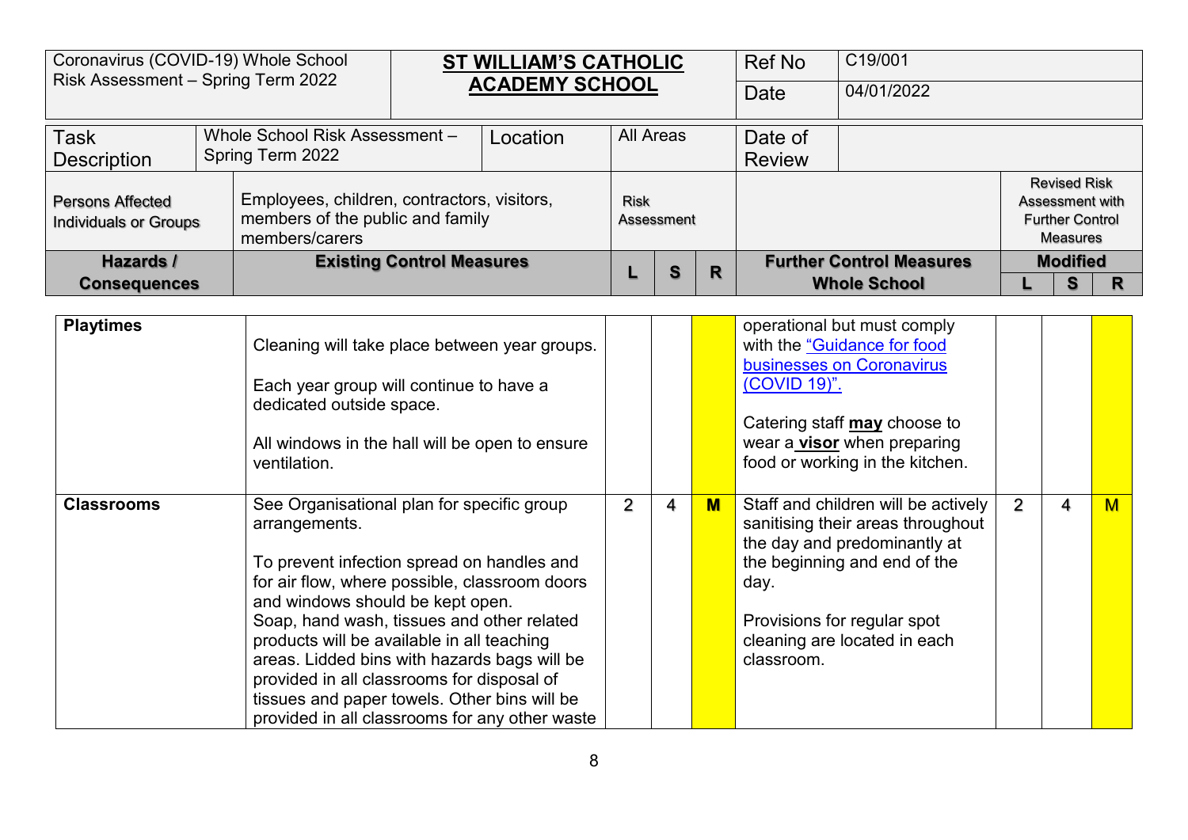| Coronavirus (COVID-19) Whole School Risk Assessment – Spring Term 2022 | **ST WILLIAM'S CATHOLIC ACADEMY SCHOOL** | Ref No | C19/001 |
|---|---|---|---|
| | | Date | 04/01/2022 |

| Task Description | Whole School Risk Assessment – Spring Term 2022 | Location | All Areas | Date of Review | |
|---|---|---|---|---|---|

| Persons Affected Individuals or Groups | Employees, children, contractors, visitors, members of the public and family members/carers | Risk Assessment | | | | Revised Risk Assessment with Further Control Measures | | |
|---|---|---|---|---|---|---|---|---|
| **Hazards / Consequences** | **Existing Control Measures** | **L** | **S** | **R** | **Further Control Measures Whole School** | **Modified L** | **Modified S** | **Modified R** |
| **Playtimes** | Cleaning will take place between year groups.<br><br>Each year group will continue to have a dedicated outside space.<br><br>All windows in the hall will be open to ensure ventilation. | | | | operational but must comply with the "Guidance for food businesses on Coronavirus (COVID 19)".<br><br>Catering staff **may** choose to wear a **visor** when preparing food or working in the kitchen. | | | |
| **Classrooms** | See Organisational plan for specific group arrangements.<br><br>To prevent infection spread on handles and for air flow, where possible, classroom doors and windows should be kept open.<br>Soap, hand wash, tissues and other related products will be available in all teaching areas. Lidded bins with hazards bags will be provided in all classrooms for disposal of tissues and paper towels. Other bins will be provided in all classrooms for any other waste | 2 | 4 | M | Staff and children will be actively sanitising their areas throughout the day and predominantly at the beginning and end of the day.<br><br>Provisions for regular spot cleaning are located in each classroom. | 2 | 4 | M |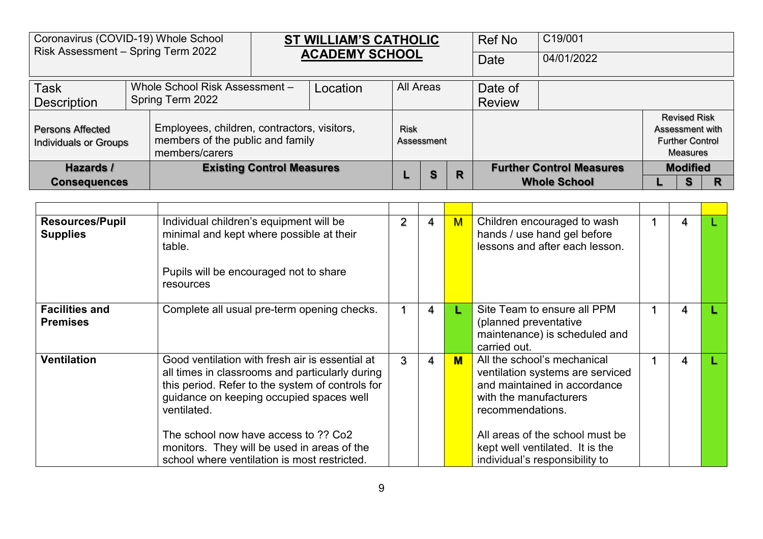| Coronavirus (COVID-19) Whole School Risk Assessment – Spring Term 2022 | **ST WILLIAM'S CATHOLIC ACADEMY SCHOOL** | Ref No | C19/001 |
|---|---|---|---|
| | | Date | 04/01/2022 |

| Task Description | Whole School Risk Assessment – Spring Term 2022 | Location | All Areas | | | Date of Review | | | | |
|---|---|---|---|---|---|---|---|---|---|---|
| Persons Affected Individuals or Groups | Employees, children, contractors, visitors, members of the public and family members/carers | Risk Assessment | | | | | Revised Risk Assessment with Further Control Measures | | | |
| **Hazards / Consequences** | **Existing Control Measures** | **L** | **S** | **R** | **Further Control Measures Whole School** | **Modified** | | | | |
| | | | | | | **L** | **S** | **R** | | |

| | | | | | | | | |
|---|---|---|---|---|---|---|---|---|
| **Resources/Pupil Supplies** | Individual children's equipment will be minimal and kept where possible at their table.<br><br>Pupils will be encouraged not to share resources | 2 | 4 | M | Children encouraged to wash hands / use hand gel before lessons and after each lesson. | 1 | 4 | L |
| **Facilities and Premises** | Complete all usual pre-term opening checks. | 1 | 4 | L | Site Team to ensure all PPM (planned preventative maintenance) is scheduled and carried out. | 1 | 4 | L |
| **Ventilation** | Good ventilation with fresh air is essential at all times in classrooms and particularly during this period. Refer to the system of controls for guidance on keeping occupied spaces well ventilated.<br><br>The school now have access to ?? Co2 monitors. They will be used in areas of the school where ventilation is most restricted. | 3 | 4 | M | All the school's mechanical ventilation systems are serviced and maintained in accordance with the manufacturers recommendations.<br><br>All areas of the school must be kept well ventilated. It is the individual's responsibility to | 1 | 4 | L |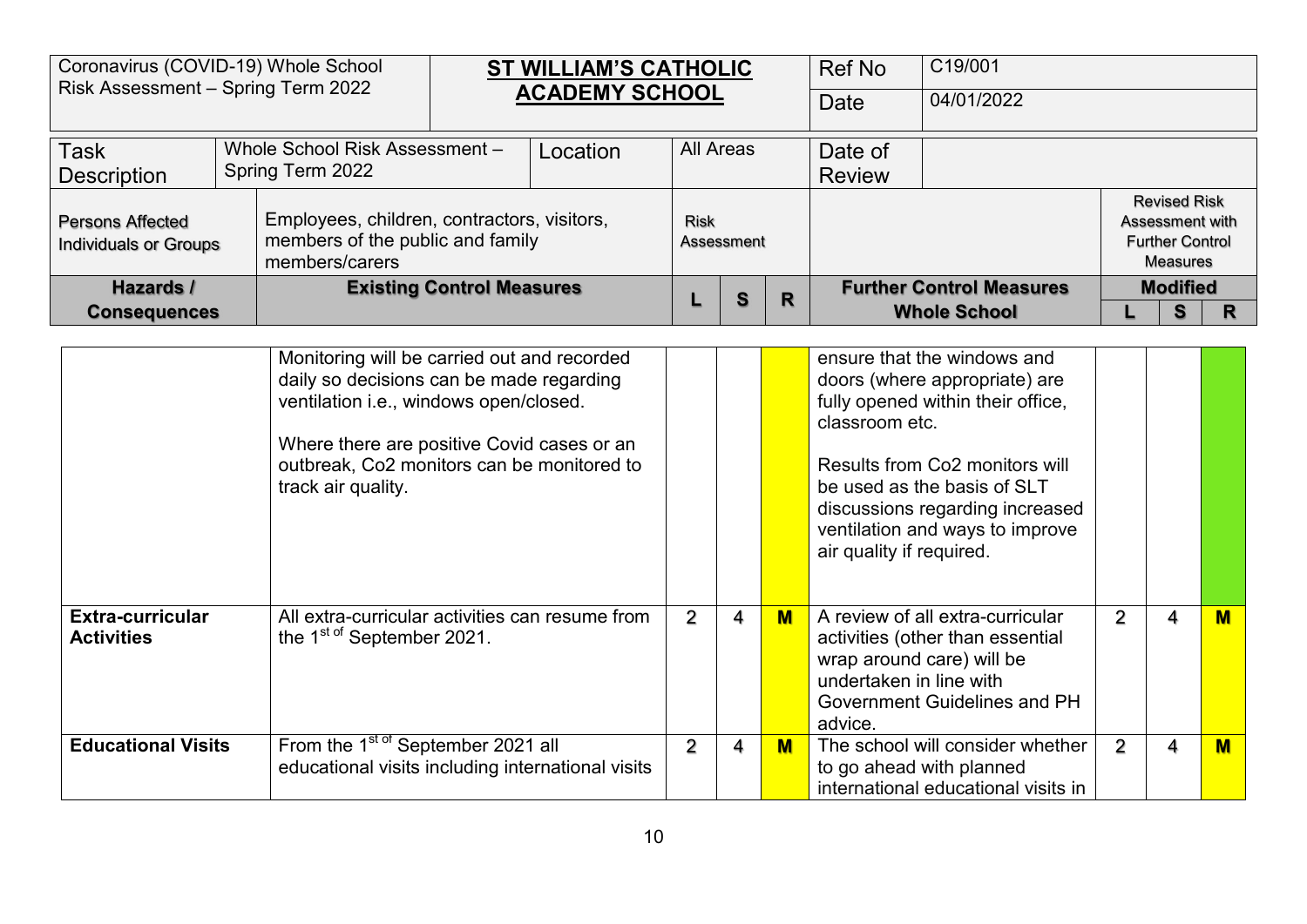| Coronavirus (COVID-19) Whole School Risk Assessment – Spring Term 2022 | **ST WILLIAM'S CATHOLIC ACADEMY SCHOOL** | Ref No | C19/001 |
|---|---|---|---|
| | | Date | 04/01/2022 |

| Task Description | Whole School Risk Assessment – Spring Term 2022 | Location | All Areas | Date of Review | |
|---|---|---|---|---|---|
| Persons Affected Individuals or Groups | Employees, children, contractors, visitors, members of the public and family members/carers | Risk Assessment | | | Revised Risk Assessment with Further Control Measures |

| Hazards / Consequences | Existing Control Measures | L | S | R | Further Control Measures Whole School | Modified L | Modified S | Modified R |
|---|---|---|---|---|---|---|---|---|
| | Monitoring will be carried out and recorded daily so decisions can be made regarding ventilation i.e., windows open/closed.<br><br>Where there are positive Covid cases or an outbreak, Co2 monitors can be monitored to track air quality. | | | | ensure that the windows and doors (where appropriate) are fully opened within their office, classroom etc.<br><br>Results from Co2 monitors will be used as the basis of SLT discussions regarding increased ventilation and ways to improve air quality if required. | | | |
| **Extra-curricular Activities** | All extra-curricular activities can resume from the 1st of September 2021. | 2 | 4 | **M** | A review of all extra-curricular activities (other than essential wrap around care) will be undertaken in line with Government Guidelines and PH advice. | 2 | 4 | **M** |
| **Educational Visits** | From the 1st of September 2021 all educational visits including international visits | 2 | 4 | **M** | The school will consider whether to go ahead with planned international educational visits in | 2 | 4 | **M** |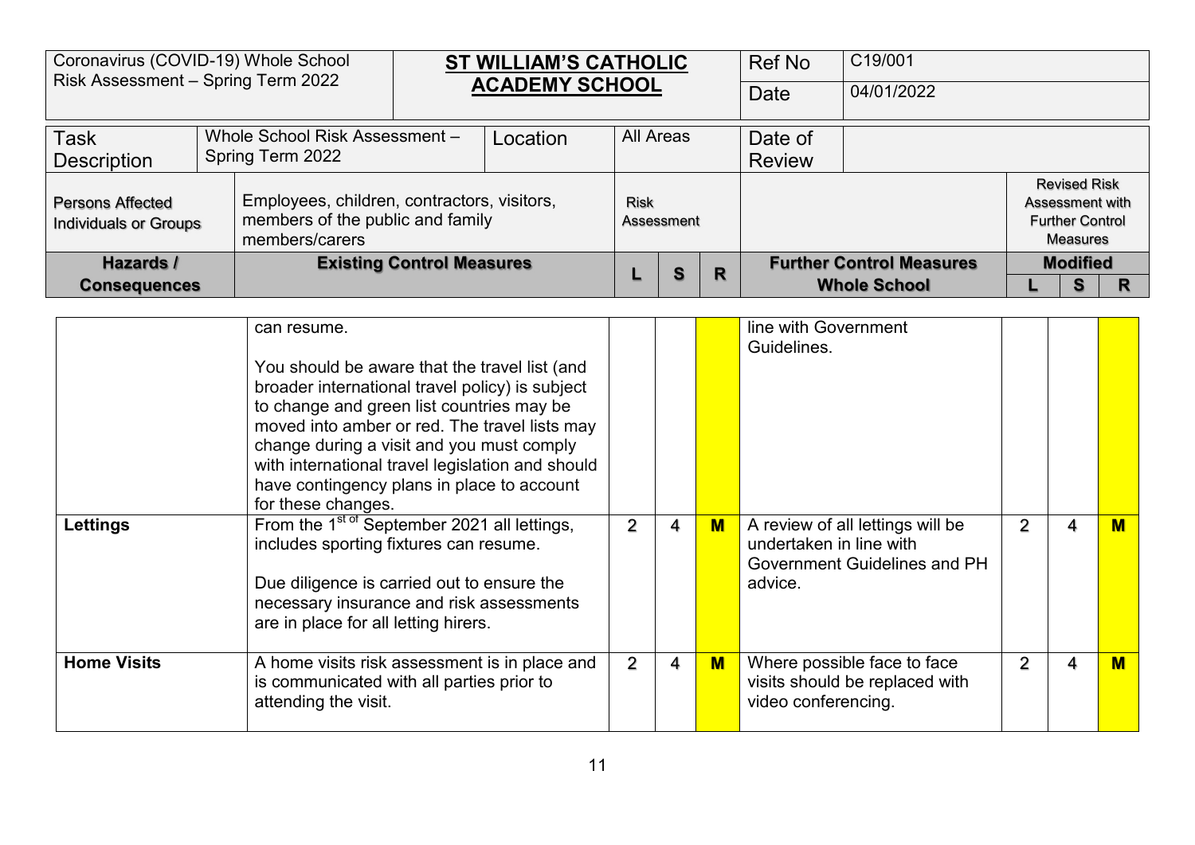| Coronavirus (COVID-19) Whole School Risk Assessment – Spring Term 2022 | **ST WILLIAM'S CATHOLIC ACADEMY SCHOOL** | Ref No | C19/001 |
|---|---|---|---|
| | | Date | 04/01/2022 |

| Task Description | Whole School Risk Assessment – Spring Term 2022 | Location | All Areas | Date of Review | |
|---|---|---|---|---|---|

| Persons Affected Individuals or Groups | Employees, children, contractors, visitors, members of the public and family members/carers | Risk Assessment | | | | Revised Risk Assessment with Further Control Measures | | |
|---|---|---|---|---|---|---|---|---|
| **Hazards / Consequences** | **Existing Control Measures** | **L** | **S** | **R** | **Further Control Measures Whole School** | **Modified L** | **S** | **R** |
| | can resume.<br><br>You should be aware that the travel list (and broader international travel policy) is subject to change and green list countries may be moved into amber or red. The travel lists may change during a visit and you must comply with international travel legislation and should have contingency plans in place to account for these changes. | | | | line with Government Guidelines. | | | |
| **Lettings** | From the 1st of September 2021 all lettings, includes sporting fixtures can resume.<br><br>Due diligence is carried out to ensure the necessary insurance and risk assessments are in place for all letting hirers. | 2 | 4 | **M** | A review of all lettings will be undertaken in line with Government Guidelines and PH advice. | 2 | 4 | **M** |
| **Home Visits** | A home visits risk assessment is in place and is communicated with all parties prior to attending the visit. | 2 | 4 | **M** | Where possible face to face visits should be replaced with video conferencing. | 2 | 4 | **M** |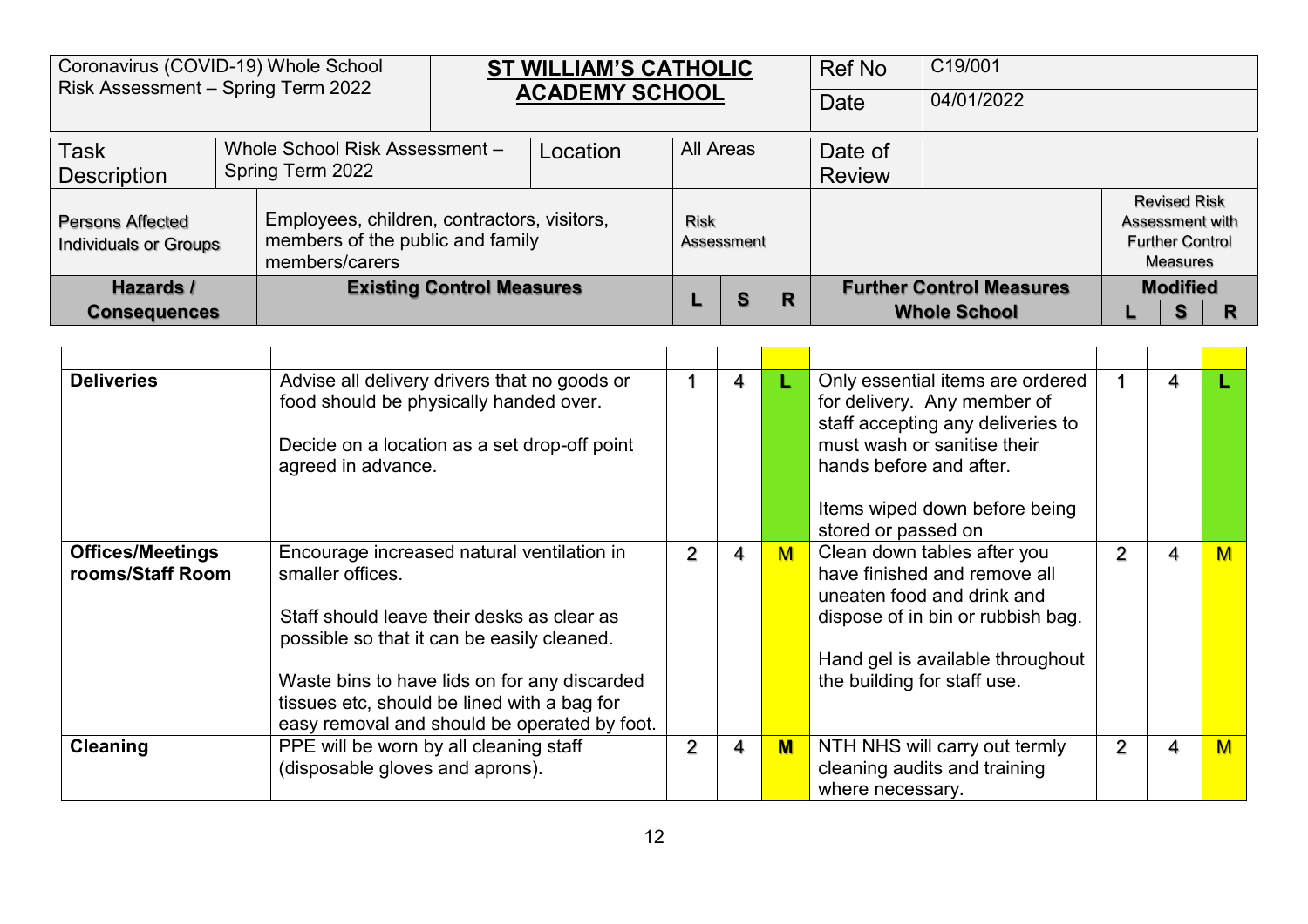| Coronavirus (COVID-19) Whole School Risk Assessment – Spring Term 2022 | **ST WILLIAM'S CATHOLIC ACADEMY SCHOOL** | Ref No | C19/001 |
|---|---|---|---|
| | | Date | 04/01/2022 |

| Task Description | Whole School Risk Assessment – Spring Term 2022 | Location | All Areas | Date of Review | |
|---|---|---|---|---|---|

| Persons Affected Individuals or Groups | Employees, children, contractors, visitors, members of the public and family members/carers | Risk Assessment | | | | Revised Risk Assessment with Further Control Measures | | |
|---|---|---|---|---|---|---|---|---|
| **Hazards / Consequences** | **Existing Control Measures** | **L** | **S** | **R** | **Further Control Measures Whole School** | **Modified L** | **S** | **R** |
| | | | | | | | | |
| **Deliveries** | Advise all delivery drivers that no goods or food should be physically handed over.<br><br>Decide on a location as a set drop-off point agreed in advance. | 1 | 4 | L | Only essential items are ordered for delivery. Any member of staff accepting any deliveries to must wash or sanitise their hands before and after.<br><br>Items wiped down before being stored or passed on | 1 | 4 | L |
| **Offices/Meetings rooms/Staff Room** | Encourage increased natural ventilation in smaller offices.<br><br>Staff should leave their desks as clear as possible so that it can be easily cleaned.<br><br>Waste bins to have lids on for any discarded tissues etc, should be lined with a bag for easy removal and should be operated by foot. | 2 | 4 | M | Clean down tables after you have finished and remove all uneaten food and drink and dispose of in bin or rubbish bag.<br><br>Hand gel is available throughout the building for staff use. | 2 | 4 | M |
| **Cleaning** | PPE will be worn by all cleaning staff (disposable gloves and aprons). | 2 | 4 | M | NTH NHS will carry out termly cleaning audits and training where necessary. | 2 | 4 | M |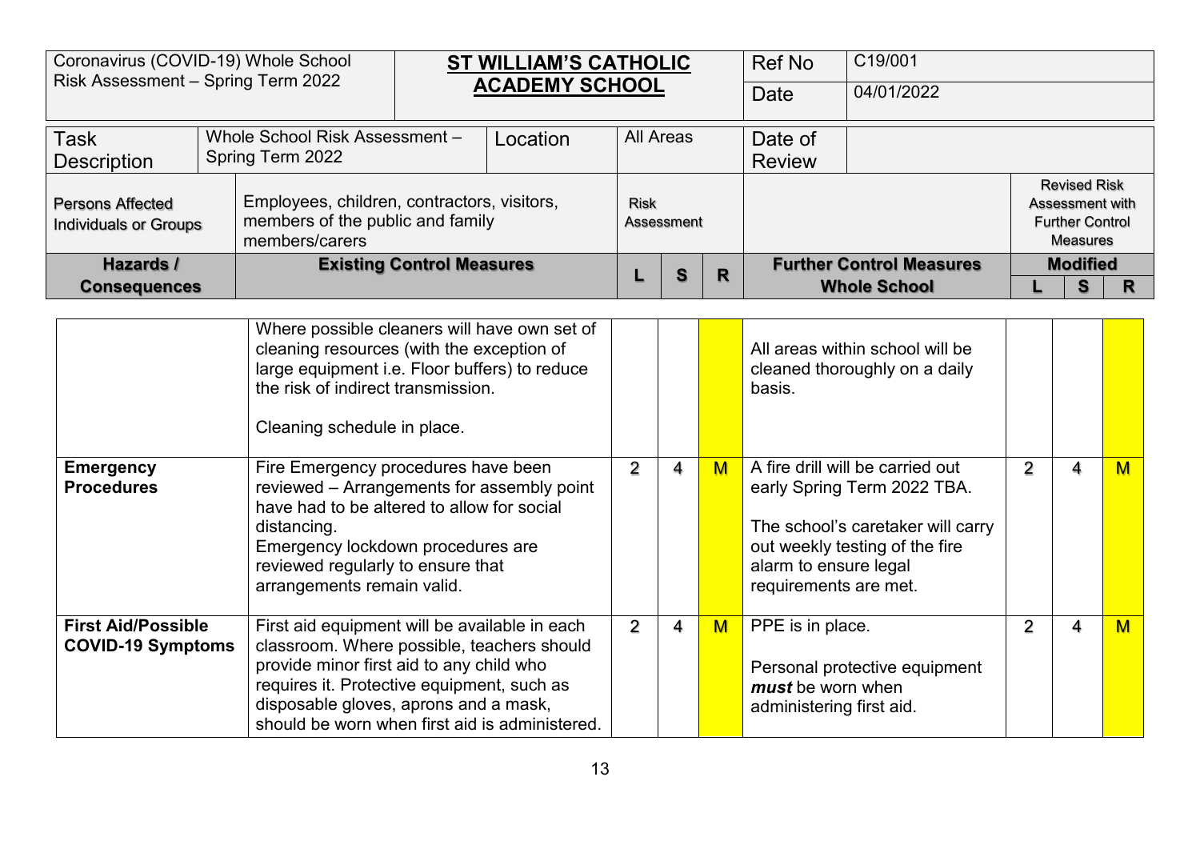| Coronavirus (COVID-19) Whole School Risk Assessment – Spring Term 2022 | **ST WILLIAM'S CATHOLIC ACADEMY SCHOOL** | Ref No | C19/001 |
|---|---|---|---|
| | | Date | 04/01/2022 |

| Task Description | Whole School Risk Assessment – Spring Term 2022 | Location | All Areas | Date of Review | |
|---|---|---|---|---|---|

| Persons Affected Individuals or Groups | Employees, children, contractors, visitors, members of the public and family members/carers | Risk Assessment | | | | Revised Risk Assessment with Further Control Measures | | |
|---|---|---|---|---|---|---|---|---|
| **Hazards / Consequences** | **Existing Control Measures** | **L** | **S** | **R** | **Further Control Measures Whole School** | **Modified L** | **S** | **R** |
| | Where possible cleaners will have own set of cleaning resources (with the exception of large equipment i.e. Floor buffers) to reduce the risk of indirect transmission.<br><br>Cleaning schedule in place. | | | | All areas within school will be cleaned thoroughly on a daily basis. | | | |
| **Emergency Procedures** | Fire Emergency procedures have been reviewed – Arrangements for assembly point have had to be altered to allow for social distancing.<br>Emergency lockdown procedures are reviewed regularly to ensure that arrangements remain valid. | 2 | 4 | M | A fire drill will be carried out early Spring Term 2022 TBA.<br><br>The school's caretaker will carry out weekly testing of the fire alarm to ensure legal requirements are met. | 2 | 4 | M |
| **First Aid/Possible COVID-19 Symptoms** | First aid equipment will be available in each classroom. Where possible, teachers should provide minor first aid to any child who requires it. Protective equipment, such as disposable gloves, aprons and a mask, should be worn when first aid is administered. | 2 | 4 | M | PPE is in place.<br><br>Personal protective equipment ***must*** be worn when administering first aid. | 2 | 4 | M |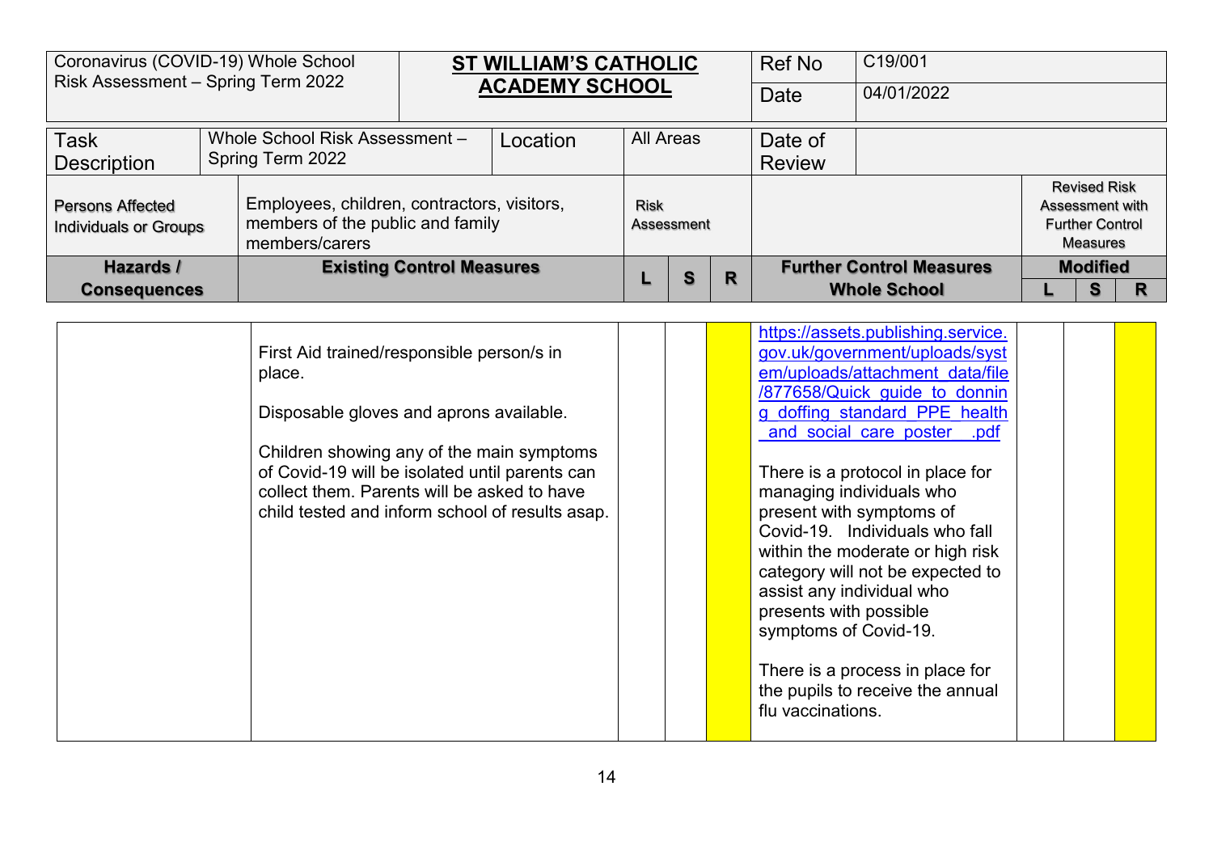| Coronavirus (COVID-19) Whole School Risk Assessment – Spring Term 2022 | **ST WILLIAM'S CATHOLIC ACADEMY SCHOOL** | Ref No | C19/001 |
|---|---|---|---|
| | | Date | 04/01/2022 |

| Task Description | Whole School Risk Assessment – Spring Term 2022 | Location | All Areas | Date of Review | |
|---|---|---|---|---|---|

| Persons Affected Individuals or Groups | Employees, children, contractors, visitors, members of the public and family members/carers | Risk Assessment | | | | Revised Risk Assessment with Further Control Measures | | |
|---|---|---|---|---|---|---|---|---|
| **Hazards / Consequences** | **Existing Control Measures** | **L** | **S** | **R** | **Further Control Measures Whole School** | **Modified** | | |
| | | | | | | **L** | **S** | **R** |
| | First Aid trained/responsible person/s in place.<br><br>Disposable gloves and aprons available.<br><br>Children showing any of the main symptoms of Covid-19 will be isolated until parents can collect them. Parents will be asked to have child tested and inform school of results asap. | | | | https://assets.publishing.service.gov.uk/government/uploads/system/uploads/attachment_data/file/877658/Quick_guide_to_donning_doffing_standard_PPE_health_and_social_care_poster__.pdf<br><br>There is a protocol in place for managing individuals who present with symptoms of Covid-19. Individuals who fall within the moderate or high risk category will not be expected to assist any individual who presents with possible symptoms of Covid-19.<br><br>There is a process in place for the pupils to receive the annual flu vaccinations. | | | |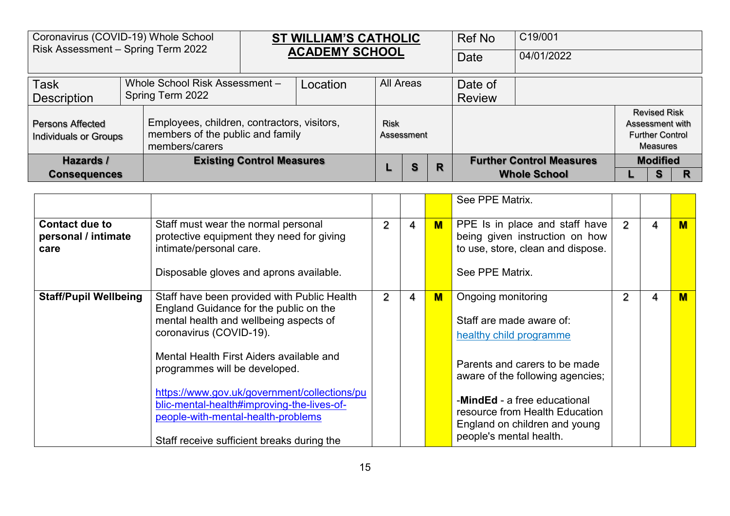| Coronavirus (COVID-19) Whole School Risk Assessment – Spring Term 2022 | **ST WILLIAM'S CATHOLIC ACADEMY SCHOOL** | Ref No | C19/001 |
|---|---|---|---|
| | | Date | 04/01/2022 |

| Task Description | Whole School Risk Assessment – Spring Term 2022 | Location | All Areas | Date of Review | |
|---|---|---|---|---|---|

| Persons Affected Individuals or Groups | Employees, children, contractors, visitors, members of the public and family members/carers | Risk Assessment | | | | Revised Risk Assessment with Further Control Measures | | |
|---|---|---|---|---|---|---|---|---|
| **Hazards / Consequences** | **Existing Control Measures** | **L** | **S** | **R** | **Further Control Measures Whole School** | **Modified L** | **Modified S** | **Modified R** |
| | | | | | See PPE Matrix. | | | |
| **Contact due to personal / intimate care** | Staff must wear the normal personal protective equipment they need for giving intimate/personal care.<br><br>Disposable gloves and aprons available. | 2 | 4 | **M** | PPE Is in place and staff have being given instruction on how to use, store, clean and dispose.<br><br>See PPE Matrix. | 2 | 4 | **M** |
| **Staff/Pupil Wellbeing** | Staff have been provided with Public Health England Guidance for the public on the mental health and wellbeing aspects of coronavirus (COVID-19).<br><br>Mental Health First Aiders available and programmes will be developed.<br><br>https://www.gov.uk/government/collections/public-mental-health#improving-the-lives-of-people-with-mental-health-problems<br><br>Staff receive sufficient breaks during the | 2 | 4 | **M** | Ongoing monitoring<br><br>Staff are made aware of:<br>healthy child programme<br><br>Parents and carers to be made aware of the following agencies;<br><br>-**MindEd** - a free educational resource from Health Education England on children and young people's mental health. | 2 | 4 | **M** |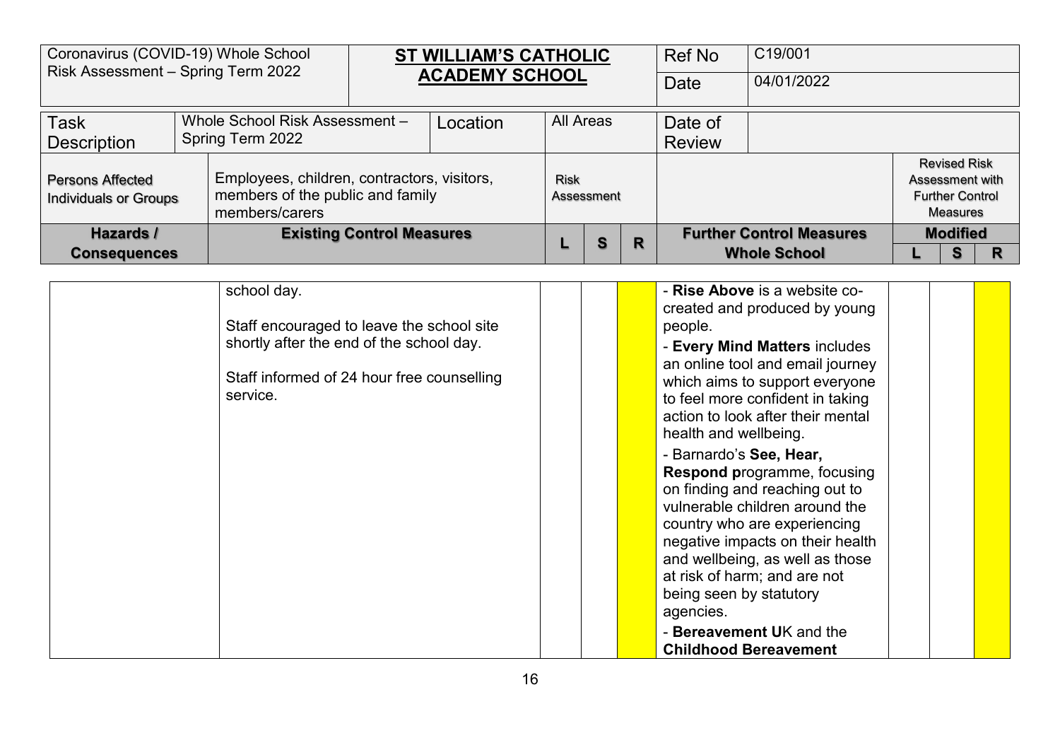| Coronavirus (COVID-19) Whole School Risk Assessment – Spring Term 2022 | ST WILLIAM'S CATHOLIC ACADEMY SCHOOL | Ref No | C19/001 |
|---|---|---|---|
| | | Date | 04/01/2022 |

| Task Description | Whole School Risk Assessment – Spring Term 2022 | Location | All Areas | Date of Review | |
|---|---|---|---|---|---|

| Persons Affected Individuals or Groups | Employees, children, contractors, visitors, members of the public and family members/carers | Risk Assessment | | | | Revised Risk Assessment with Further Control Measures | | |
|---|---|---|---|---|---|---|---|---|
| **Hazards / Consequences** | **Existing Control Measures** | **L** | **S** | **R** | **Further Control Measures Whole School** | **Modified L** | **S** | **R** |
| | school day.<br><br>Staff encouraged to leave the school site shortly after the end of the school day.<br><br>Staff informed of 24 hour free counselling service. | | | | - **Rise Above** is a website co-created and produced by young people.<br>- **Every Mind Matters** includes an online tool and email journey which aims to support everyone to feel more confident in taking action to look after their mental health and wellbeing.<br>- Barnardo's **See, Hear, Respond p**rogramme, focusing on finding and reaching out to vulnerable children around the country who are experiencing negative impacts on their health and wellbeing, as well as those at risk of harm; and are not being seen by statutory agencies.<br>- **Bereavement U**K and the **Childhood Bereavement** | | | |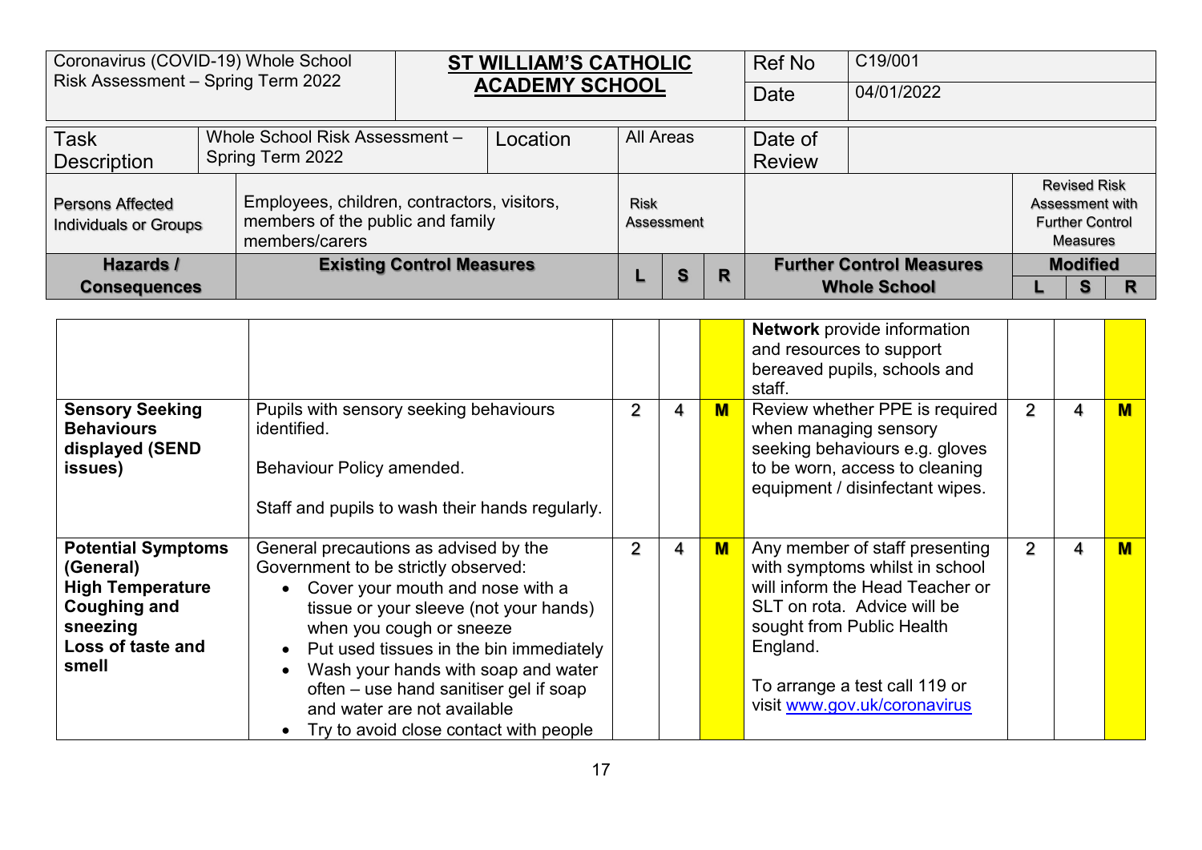| Coronavirus (COVID-19) Whole School Risk Assessment – Spring Term 2022 | **ST WILLIAM'S CATHOLIC ACADEMY SCHOOL** | Ref No | C19/001 |
|---|---|---|---|
| | | Date | 04/01/2022 |

| Task Description | Whole School Risk Assessment – Spring Term 2022 | Location | All Areas | Date of Review | |
|---|---|---|---|---|---|

| **Hazards / Consequences** | **Existing Control Measures** | **L** | **S** | **R** | **Further Control Measures Whole School** | **Modified L** | **Modified S** | **Modified R** |
|---|---|---|---|---|---|---|---|---|
| Persons Affected Individuals or Groups | Employees, children, contractors, visitors, members of the public and family members/carers | Risk Assessment | | | | Revised Risk Assessment with Further Control Measures | | |
| | | | | | **Network** provide information and resources to support bereaved pupils, schools and staff. | | | |
| **Sensory Seeking Behaviours displayed (SEND issues)** | Pupils with sensory seeking behaviours identified.<br><br>Behaviour Policy amended.<br><br>Staff and pupils to wash their hands regularly. | 2 | 4 | M | Review whether PPE is required when managing sensory seeking behaviours e.g. gloves to be worn, access to cleaning equipment / disinfectant wipes. | 2 | 4 | M |
| **Potential Symptoms (General)**<br>**High Temperature**<br>**Coughing and sneezing**<br>**Loss of taste and smell** | General precautions as advised by the Government to be strictly observed:<br>• Cover your mouth and nose with a tissue or your sleeve (not your hands) when you cough or sneeze<br>• Put used tissues in the bin immediately<br>• Wash your hands with soap and water often – use hand sanitiser gel if soap and water are not available<br>• Try to avoid close contact with people | 2 | 4 | M | Any member of staff presenting with symptoms whilst in school will inform the Head Teacher or SLT on rota. Advice will be sought from Public Health England.<br><br>To arrange a test call 119 or visit [www.gov.uk/coronavirus](http://www.gov.uk/coronavirus) | 2 | 4 | M |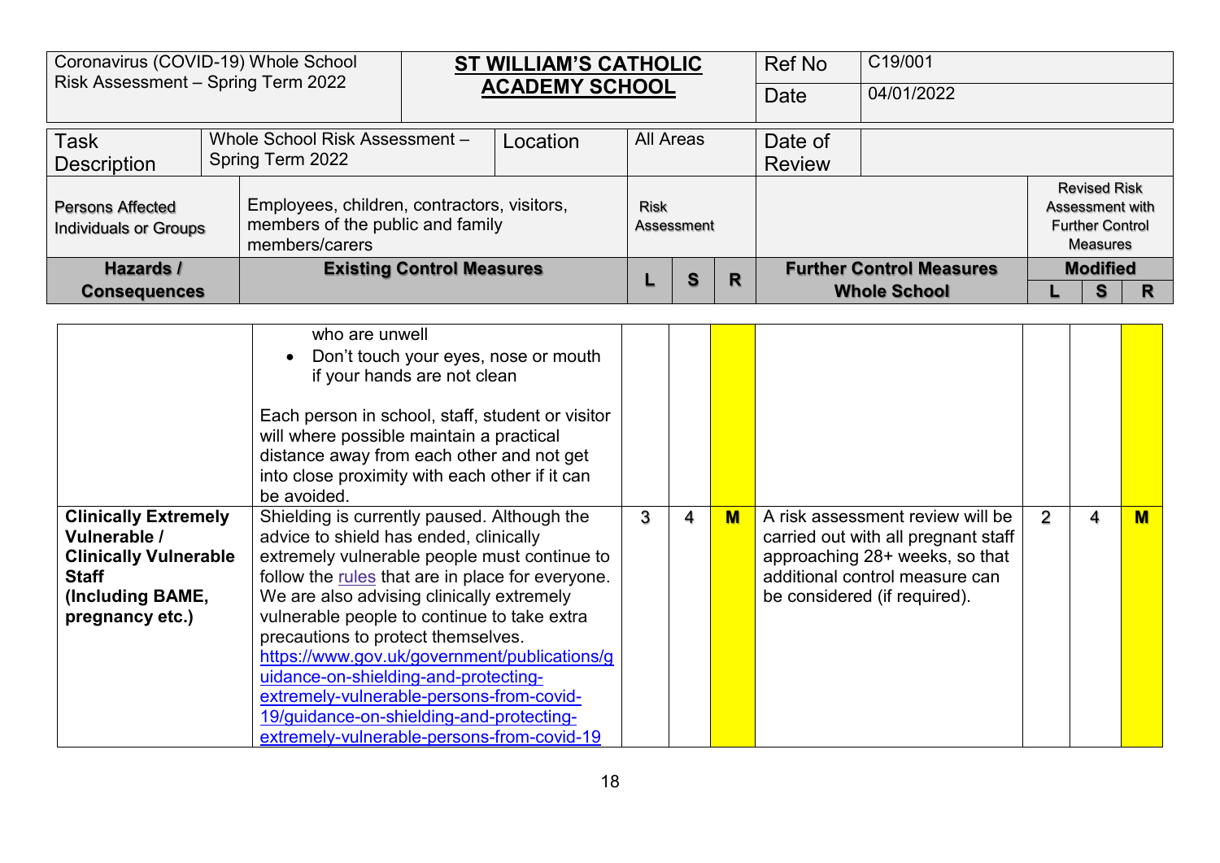| Coronavirus (COVID-19) Whole School Risk Assessment – Spring Term 2022 | **ST WILLIAM'S CATHOLIC ACADEMY SCHOOL** | Ref No | C19/001 |
|---|---|---|---|
| | | Date | 04/01/2022 |

| Task Description | Whole School Risk Assessment – Spring Term 2022 | Location | All Areas | Date of Review | |
|---|---|---|---|---|---|

| Persons Affected Individuals or Groups | Employees, children, contractors, visitors, members of the public and family members/carers | Risk Assessment | | | | Revised Risk Assessment with Further Control Measures | | |
|---|---|---|---|---|---|---|---|---|
| **Hazards / Consequences** | **Existing Control Measures** | **L** | **S** | **R** | **Further Control Measures Whole School** | **Modified L** | **Modified S** | **Modified R** |
| | who are unwell<br>• Don't touch your eyes, nose or mouth if your hands are not clean<br><br>Each person in school, staff, student or visitor will where possible maintain a practical distance away from each other and not get into close proximity with each other if it can be avoided. | | | | | | | |
| **Clinically Extremely Vulnerable / Clinically Vulnerable Staff (Including BAME, pregnancy etc.)** | Shielding is currently paused. Although the advice to shield has ended, clinically extremely vulnerable people must continue to follow the rules that are in place for everyone. We are also advising clinically extremely vulnerable people to continue to take extra precautions to protect themselves. https://www.gov.uk/government/publications/guidance-on-shielding-and-protecting-extremely-vulnerable-persons-from-covid-19/guidance-on-shielding-and-protecting-extremely-vulnerable-persons-from-covid-19 | 3 | 4 | **M** | A risk assessment review will be carried out with all pregnant staff approaching 28+ weeks, so that additional control measure can be considered (if required). | 2 | 4 | **M** |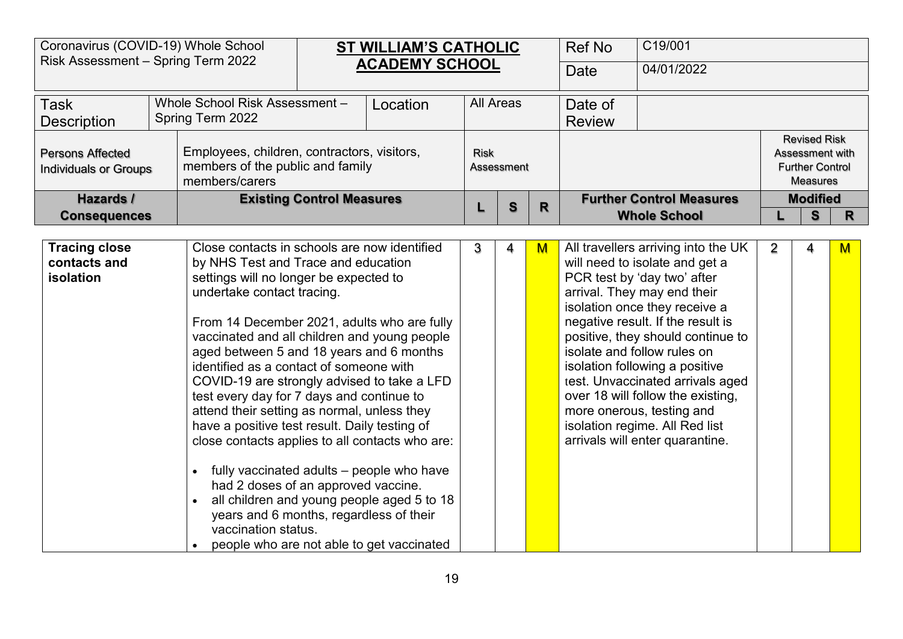| Coronavirus (COVID-19) Whole School Risk Assessment – Spring Term 2022 | | **ST WILLIAM'S CATHOLIC ACADEMY SCHOOL** | | | | Ref No | C19/001 | | | |
|---|---|---|---|---|---|---|---|---|---|---|
| | | | | | | Date | 04/01/2022 | | | |
| Task Description | Whole School Risk Assessment – Spring Term 2022 | Location | All Areas | | | Date of Review | | | | |
| Persons Affected Individuals or Groups | Employees, children, contractors, visitors, members of the public and family members/carers | | Risk Assessment | | | | | Revised Risk Assessment with Further Control Measures | | |
| **Hazards / Consequences** | **Existing Control Measures** | | **L** | **S** | **R** | **Further Control Measures Whole School** | | **Modified L** | **S** | **R** |
| **Tracing close contacts and isolation** | Close contacts in schools are now identified by NHS Test and Trace and education settings will no longer be expected to undertake contact tracing.<br><br>From 14 December 2021, adults who are fully vaccinated and all children and young people aged between 5 and 18 years and 6 months identified as a contact of someone with COVID-19 are strongly advised to take a LFD test every day for 7 days and continue to attend their setting as normal, unless they have a positive test result. Daily testing of close contacts applies to all contacts who are:<br><br>• fully vaccinated adults – people who have had 2 doses of an approved vaccine.<br>• all children and young people aged 5 to 18 years and 6 months, regardless of their vaccination status.<br>• people who are not able to get vaccinated | | 3 | 4 | M | All travellers arriving into the UK will need to isolate and get a PCR test by 'day two' after arrival. They may end their isolation once they receive a negative result. If the result is positive, they should continue to isolate and follow rules on isolation following a positive test. Unvaccinated arrivals aged over 18 will follow the existing, more onerous, testing and isolation regime. All Red list arrivals will enter quarantine. | | 2 | 4 | M |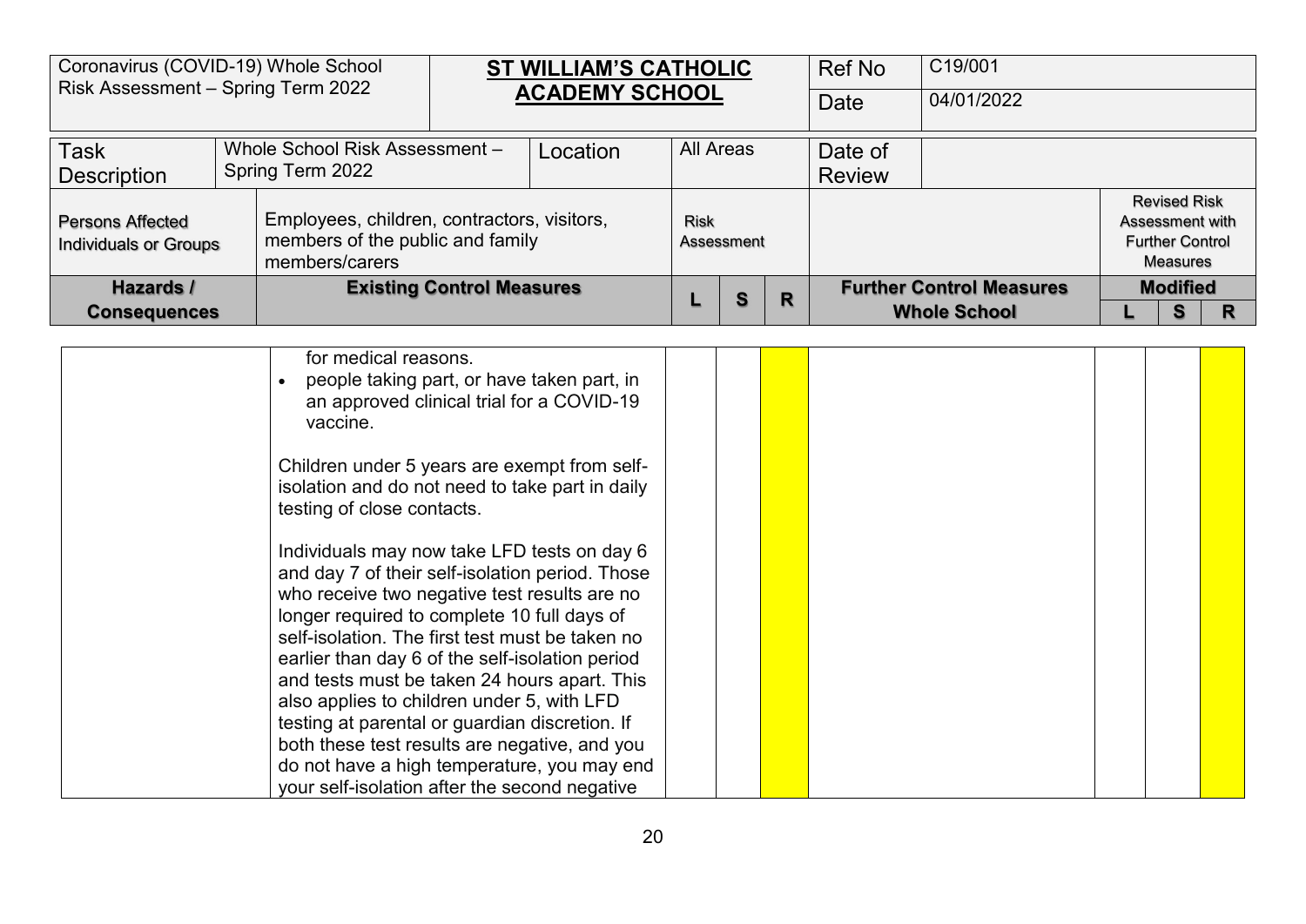| Coronavirus (COVID-19) Whole School Risk Assessment – Spring Term 2022 | **ST WILLIAM'S CATHOLIC ACADEMY SCHOOL** | Ref No | C19/001 |
|---|---|---|---|
| | | Date | 04/01/2022 |

| Task Description | Whole School Risk Assessment – Spring Term 2022 | Location | All Areas | Date of Review | |
|---|---|---|---|---|---|

| Persons Affected Individuals or Groups | Employees, children, contractors, visitors, members of the public and family members/carers | Risk Assessment | | | | Revised Risk Assessment with Further Control Measures | | |
|---|---|---|---|---|---|---|---|---|
| **Hazards / Consequences** | **Existing Control Measures** | **L** | **S** | **R** | **Further Control Measures Whole School** | **Modified L** | **S** | **R** |
| | for medical reasons.<br>• people taking part, or have taken part, in an approved clinical trial for a COVID-19 vaccine.<br><br>Children under 5 years are exempt from self-isolation and do not need to take part in daily testing of close contacts.<br><br>Individuals may now take LFD tests on day 6 and day 7 of their self-isolation period. Those who receive two negative test results are no longer required to complete 10 full days of self-isolation. The first test must be taken no earlier than day 6 of the self-isolation period and tests must be taken 24 hours apart. This also applies to children under 5, with LFD testing at parental or guardian discretion. If both these test results are negative, and you do not have a high temperature, you may end your self-isolation after the second negative | | | | | | | |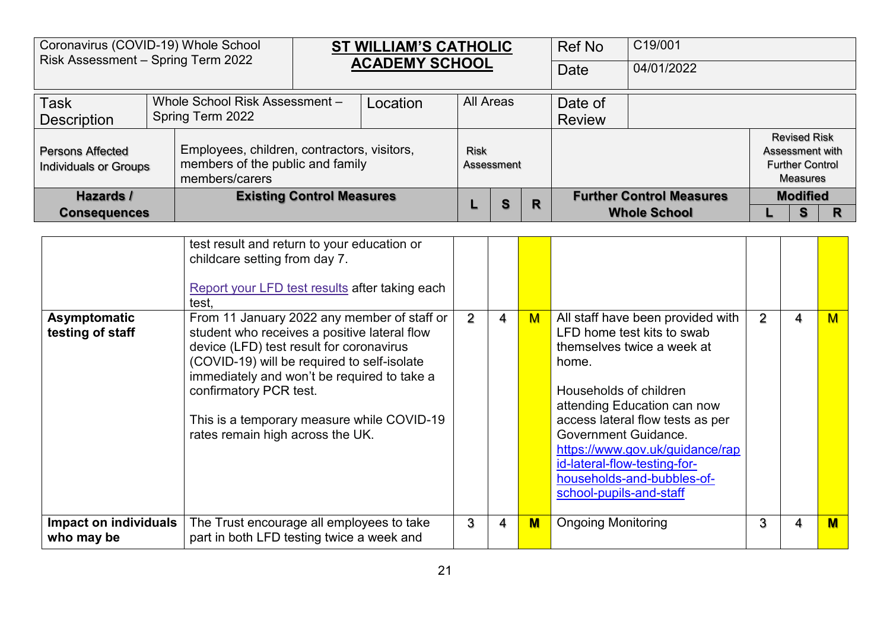| Coronavirus (COVID-19) Whole School Risk Assessment – Spring Term 2022 | **ST WILLIAM'S CATHOLIC ACADEMY SCHOOL** | Ref No | C19/001 |
|---|---|---|---|
| | | Date | 04/01/2022 |

| Task Description | Whole School Risk Assessment – Spring Term 2022 | Location | All Areas | Date of Review | |
|---|---|---|---|---|---|

| Hazards / Consequences | Existing Control Measures | L | S | R | Further Control Measures Whole School | L | S | R |
|---|---|---|---|---|---|---|---|---|
| **Persons Affected Individuals or Groups** | Employees, children, contractors, visitors, members of the public and family members/carers | Risk Assessment | | | | Revised Risk Assessment with Further Control Measures – Modified | | |
| | test result and return to your education or childcare setting from day 7.<br><br>Report your LFD test results after taking each test, | | | | | | | |
| **Asymptomatic testing of staff** | From 11 January 2022 any member of staff or student who receives a positive lateral flow device (LFD) test result for coronavirus (COVID-19) will be required to self-isolate immediately and won't be required to take a confirmatory PCR test.<br><br>This is a temporary measure while COVID-19 rates remain high across the UK. | 2 | 4 | M | All staff have been provided with LFD home test kits to swab themselves twice a week at home.<br><br>Households of children attending Education can now access lateral flow tests as per Government Guidance. https://www.gov.uk/guidance/rapid-lateral-flow-testing-for-households-and-bubbles-of-school-pupils-and-staff | 2 | 4 | M |
| **Impact on individuals who may be** | The Trust encourage all employees to take part in both LFD testing twice a week and | 3 | 4 | M | Ongoing Monitoring | 3 | 4 | M |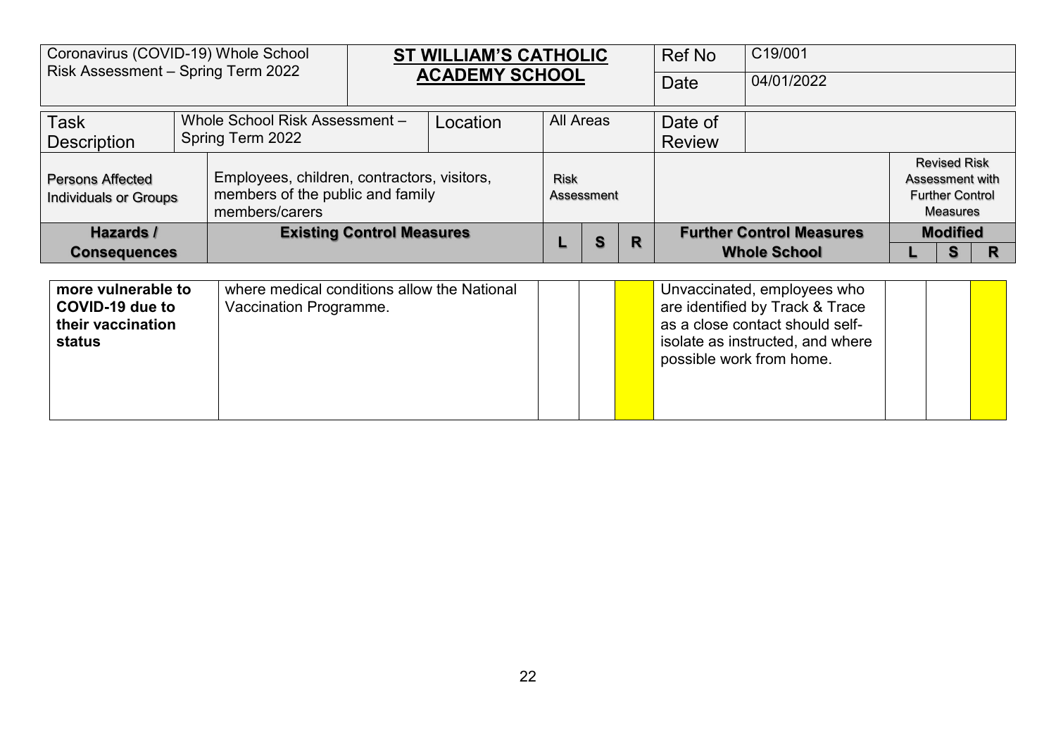| Coronavirus (COVID-19) Whole School Risk Assessment – Spring Term 2022 | **ST WILLIAM'S CATHOLIC ACADEMY SCHOOL** | Ref No | C19/001 |
|---|---|---|---|
| | | Date | 04/01/2022 |

| Task Description | Whole School Risk Assessment – Spring Term 2022 | Location | All Areas | Date of Review | |
|---|---|---|---|---|---|

| Persons Affected Individuals or Groups | Employees, children, contractors, visitors, members of the public and family members/carers | Risk Assessment | | | | Revised Risk Assessment with Further Control Measures | | |
|---|---|---|---|---|---|---|---|---|
| **Hazards / Consequences** | **Existing Control Measures** | **L** | **S** | **R** | **Further Control Measures Whole School** | **Modified L** | **S** | **R** |
| **more vulnerable to COVID-19 due to their vaccination status** | where medical conditions allow the National Vaccination Programme. | | | | Unvaccinated, employees who are identified by Track & Trace as a close contact should self-isolate as instructed, and where possible work from home. | | | |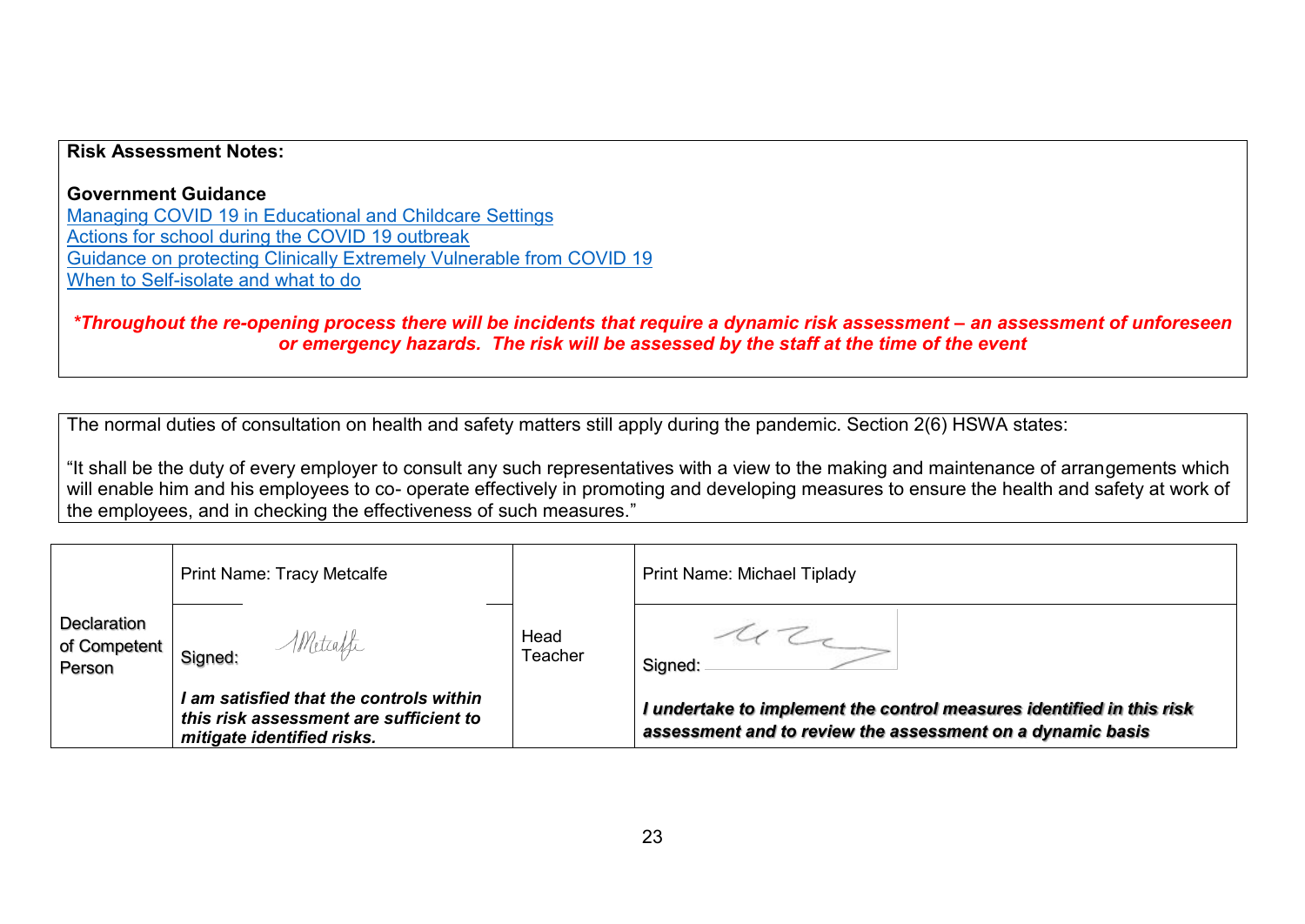**Risk Assessment Notes:**

**Government Guidance**
Managing COVID 19 in Educational and Childcare Settings
Actions for school during the COVID 19 outbreak
Guidance on protecting Clinically Extremely Vulnerable from COVID 19
When to Self-isolate and what to do

***Throughout the re-opening process there will be incidents that require a dynamic risk assessment – an assessment of unforeseen or emergency hazards. The risk will be assessed by the staff at the time of the event***

The normal duties of consultation on health and safety matters still apply during the pandemic. Section 2(6) HSWA states:

"It shall be the duty of every employer to consult any such representatives with a view to the making and maintenance of arrangements which will enable him and his employees to co- operate effectively in promoting and developing measures to ensure the health and safety at work of the employees, and in checking the effectiveness of such measures."

| Declaration of Competent Person | Print Name: Tracy Metcalfe | Head Teacher | Print Name: Michael Tiplady |
|---|---|---|---|
| | Signed: TMetcalfe<br><br>***I am satisfied that the controls within this risk assessment are sufficient to mitigate identified risks.*** | | Signed:<br><br>***I undertake to implement the control measures identified in this risk assessment and to review the assessment on a dynamic basis*** |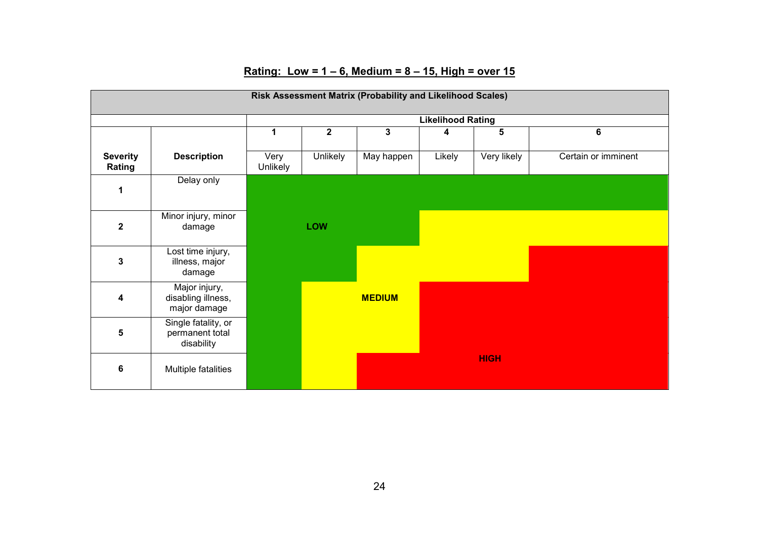## Rating: Low = 1 – 6, Medium = 8 – 15, High = over 15

**Risk Assessment Matrix (Probability and Likelihood Scales)**

| | | **Likelihood Rating** | | | | | |
|---|---|---|---|---|---|---|---|
| | | **1** | **2** | **3** | **4** | **5** | **6** |
| **Severity Rating** | **Description** | Very Unlikely | Unlikely | May happen | Likely | Very likely | Certain or imminent |
| **1** | Delay only | LOW | LOW | LOW | LOW | LOW | LOW |
| **2** | Minor injury, minor damage | LOW | LOW | LOW | MEDIUM | MEDIUM | MEDIUM |
| **3** | Lost time injury, illness, major damage | LOW | LOW | MEDIUM | MEDIUM | MEDIUM | HIGH |
| **4** | Major injury, disabling illness, major damage | LOW | MEDIUM | MEDIUM | HIGH | HIGH | HIGH |
| **5** | Single fatality, or permanent total disability | LOW | MEDIUM | MEDIUM | HIGH | HIGH | HIGH |
| **6** | Multiple fatalities | LOW | MEDIUM | HIGH | HIGH | HIGH | HIGH |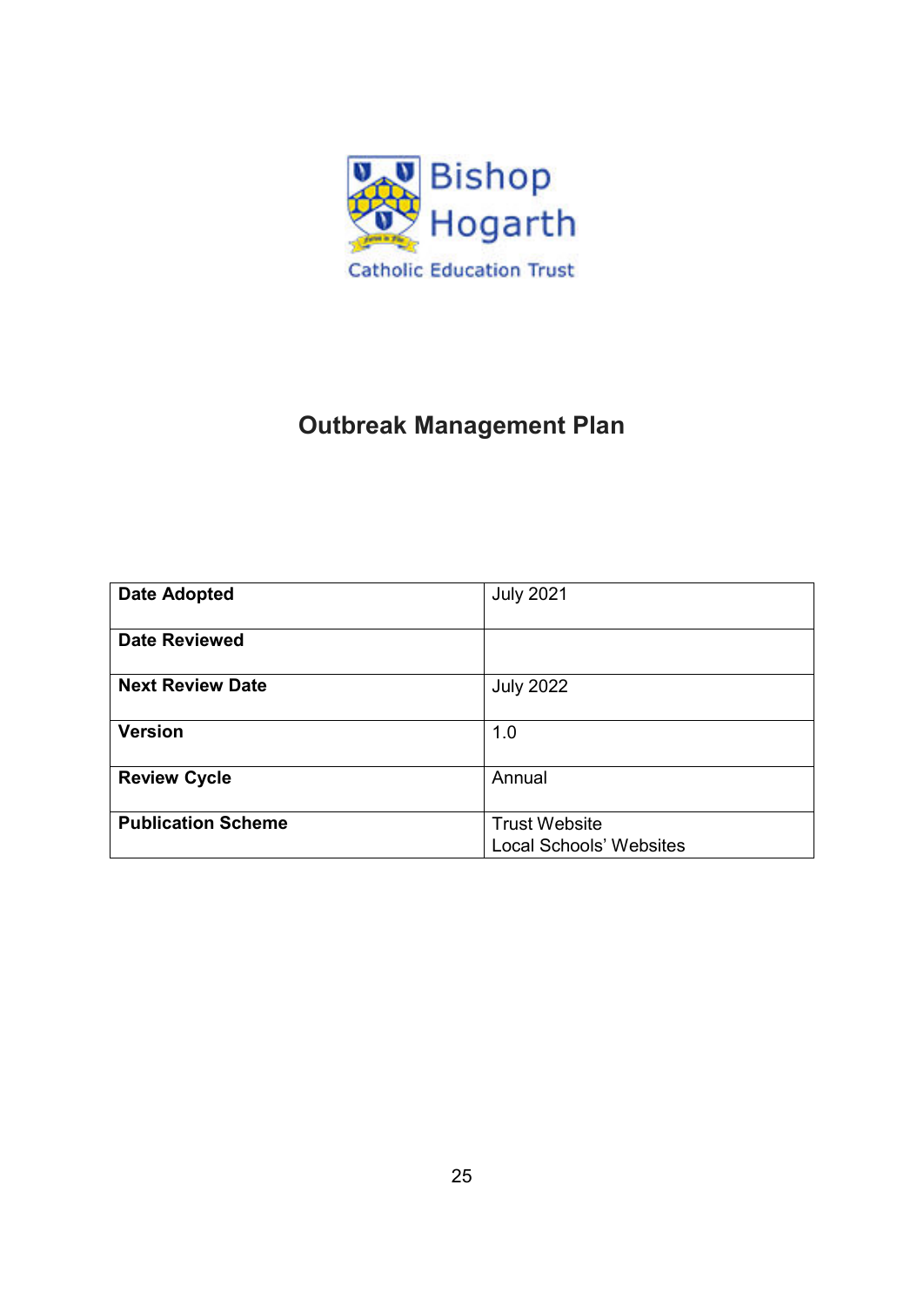Bishop Hogarth

Catholic Education Trust

# Outbreak Management Plan

| Date Adopted | July 2021 |
|---|---|
| Date Reviewed | |
| Next Review Date | July 2022 |
| Version | 1.0 |
| Review Cycle | Annual |
| Publication Scheme | Trust Website<br>Local Schools' Websites |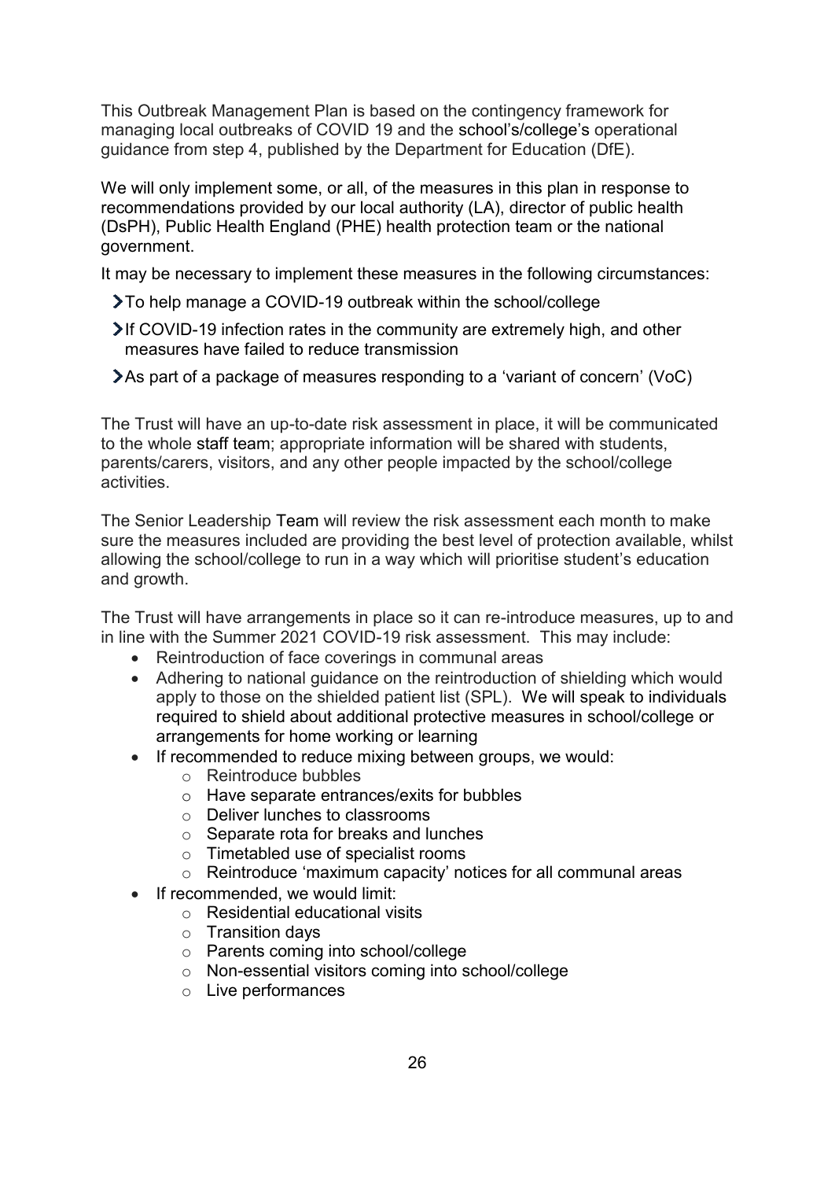This Outbreak Management Plan is based on the contingency framework for managing local outbreaks of COVID 19 and the school's/college's operational guidance from step 4, published by the Department for Education (DfE).

We will only implement some, or all, of the measures in this plan in response to recommendations provided by our local authority (LA), director of public health (DsPH), Public Health England (PHE) health protection team or the national government.

It may be necessary to implement these measures in the following circumstances:

- To help manage a COVID-19 outbreak within the school/college
- If COVID-19 infection rates in the community are extremely high, and other measures have failed to reduce transmission
- As part of a package of measures responding to a 'variant of concern' (VoC)

The Trust will have an up-to-date risk assessment in place, it will be communicated to the whole staff team; appropriate information will be shared with students, parents/carers, visitors, and any other people impacted by the school/college activities.

The Senior Leadership Team will review the risk assessment each month to make sure the measures included are providing the best level of protection available, whilst allowing the school/college to run in a way which will prioritise student's education and growth.

The Trust will have arrangements in place so it can re-introduce measures, up to and in line with the Summer 2021 COVID-19 risk assessment. This may include:

- Reintroduction of face coverings in communal areas
- Adhering to national guidance on the reintroduction of shielding which would apply to those on the shielded patient list (SPL). We will speak to individuals required to shield about additional protective measures in school/college or arrangements for home working or learning
- If recommended to reduce mixing between groups, we would:
  - Reintroduce bubbles
  - Have separate entrances/exits for bubbles
  - Deliver lunches to classrooms
  - Separate rota for breaks and lunches
  - Timetabled use of specialist rooms
  - Reintroduce 'maximum capacity' notices for all communal areas
- If recommended, we would limit:
  - Residential educational visits
  - Transition days
  - Parents coming into school/college
  - Non-essential visitors coming into school/college
  - Live performances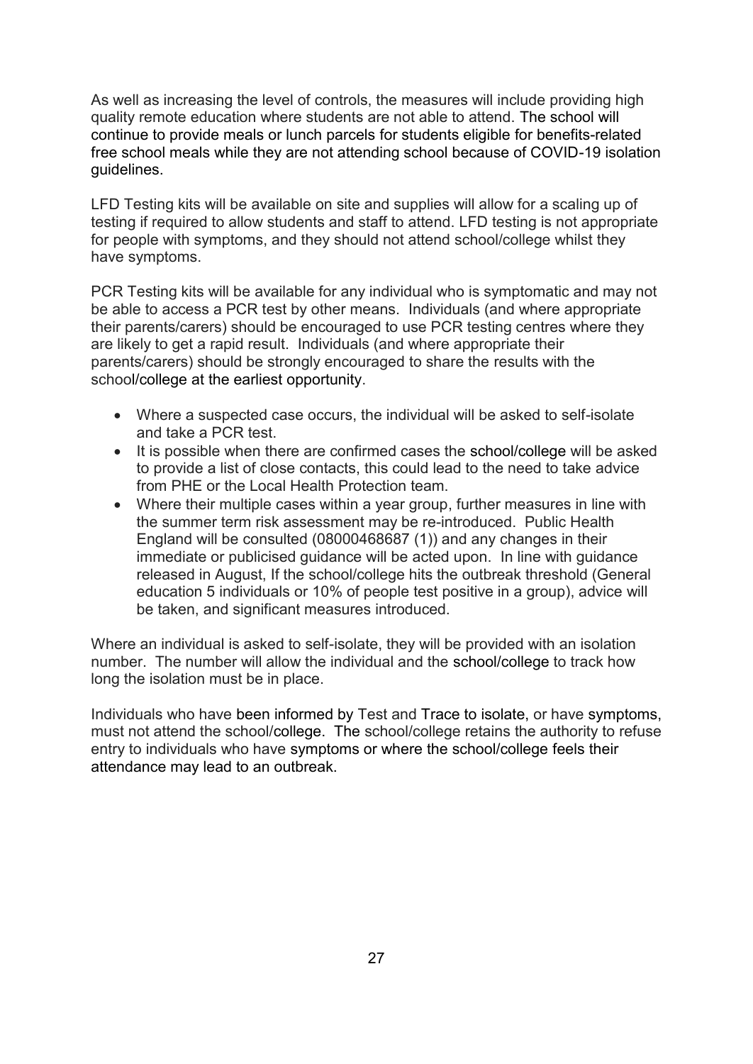As well as increasing the level of controls, the measures will include providing high quality remote education where students are not able to attend. The school will continue to provide meals or lunch parcels for students eligible for benefits-related free school meals while they are not attending school because of COVID-19 isolation guidelines.

LFD Testing kits will be available on site and supplies will allow for a scaling up of testing if required to allow students and staff to attend. LFD testing is not appropriate for people with symptoms, and they should not attend school/college whilst they have symptoms.

PCR Testing kits will be available for any individual who is symptomatic and may not be able to access a PCR test by other means. Individuals (and where appropriate their parents/carers) should be encouraged to use PCR testing centres where they are likely to get a rapid result. Individuals (and where appropriate their parents/carers) should be strongly encouraged to share the results with the school/college at the earliest opportunity.

- Where a suspected case occurs, the individual will be asked to self-isolate and take a PCR test.
- It is possible when there are confirmed cases the school/college will be asked to provide a list of close contacts, this could lead to the need to take advice from PHE or the Local Health Protection team.
- Where their multiple cases within a year group, further measures in line with the summer term risk assessment may be re-introduced. Public Health England will be consulted (08000468687 (1)) and any changes in their immediate or publicised guidance will be acted upon. In line with guidance released in August, If the school/college hits the outbreak threshold (General education 5 individuals or 10% of people test positive in a group), advice will be taken, and significant measures introduced.

Where an individual is asked to self-isolate, they will be provided with an isolation number. The number will allow the individual and the school/college to track how long the isolation must be in place.

Individuals who have been informed by Test and Trace to isolate, or have symptoms, must not attend the school/college. The school/college retains the authority to refuse entry to individuals who have symptoms or where the school/college feels their attendance may lead to an outbreak.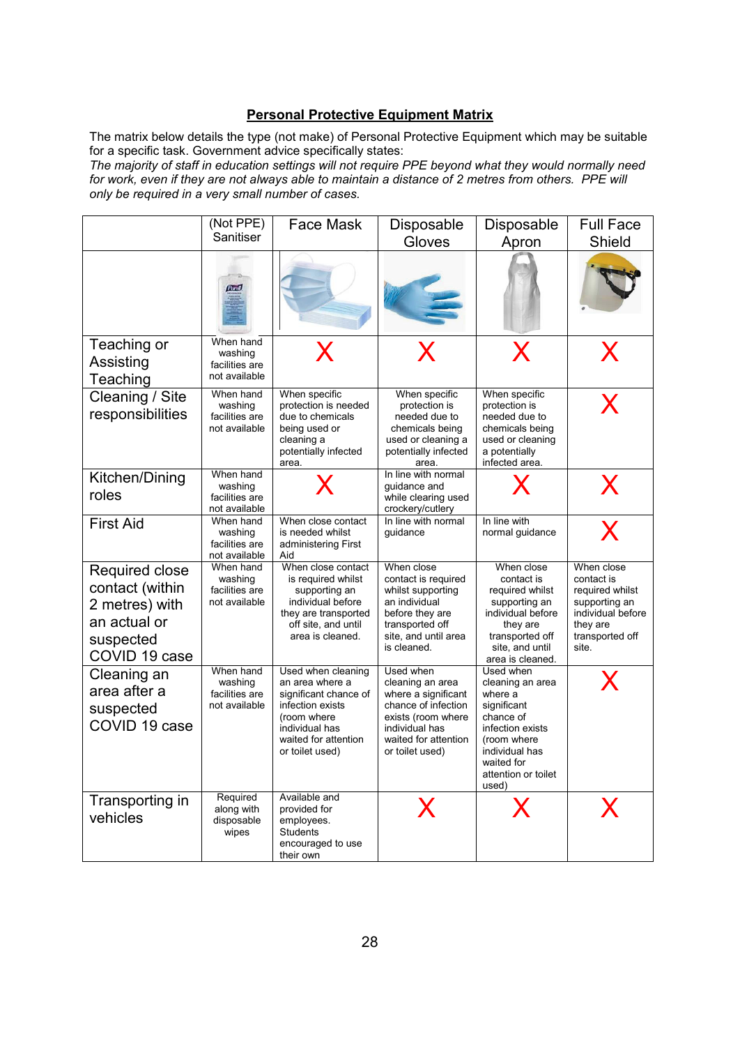**Personal Protective Equipment Matrix**

The matrix below details the type (not make) of Personal Protective Equipment which may be suitable for a specific task. Government advice specifically states:

*The majority of staff in education settings will not require PPE beyond what they would normally need for work, even if they are not always able to maintain a distance of 2 metres from others. PPE will only be required in a very small number of cases.*

| | (Not PPE) Sanitiser | Face Mask | Disposable Gloves | Disposable Apron | Full Face Shield |
|---|---|---|---|---|---|
| | | | | | |
| Teaching or Assisting Teaching | When hand washing facilities are not available | X | X | X | X |
| Cleaning / Site responsibilities | When hand washing facilities are not available | When specific protection is needed due to chemicals being used or cleaning a potentially infected area. | When specific protection is needed due to chemicals being used or cleaning a potentially infected area. | When specific protection is needed due to chemicals being used or cleaning a potentially infected area. | X |
| Kitchen/Dining roles | When hand washing facilities are not available | X | In line with normal guidance and while clearing used crockery/cutlery | X | X |
| First Aid | When hand washing facilities are not available | When close contact is needed whilst administering First Aid | In line with normal guidance | In line with normal guidance | X |
| Required close contact (within 2 metres) with an actual or suspected COVID 19 case | When hand washing facilities are not available | When close contact is required whilst supporting an individual before they are transported off site, and until area is cleaned. | When close contact is required whilst supporting an individual before they are transported off site, and until area is cleaned. | When close contact is required whilst supporting an individual before they are transported off site, and until area is cleaned. | When close contact is required whilst supporting an individual before they are transported off site. |
| Cleaning an area after a suspected COVID 19 case | When hand washing facilities are not available | Used when cleaning an area where a significant chance of infection exists (room where individual has waited for attention or toilet used) | Used when cleaning an area where a significant chance of infection exists (room where individual has waited for attention or toilet used) | Used when cleaning an area where a significant chance of infection exists (room where individual has waited for attention or toilet used) | X |
| Transporting in vehicles | Required along with disposable wipes | Available and provided for employees. Students encouraged to use their own | X | X | X |